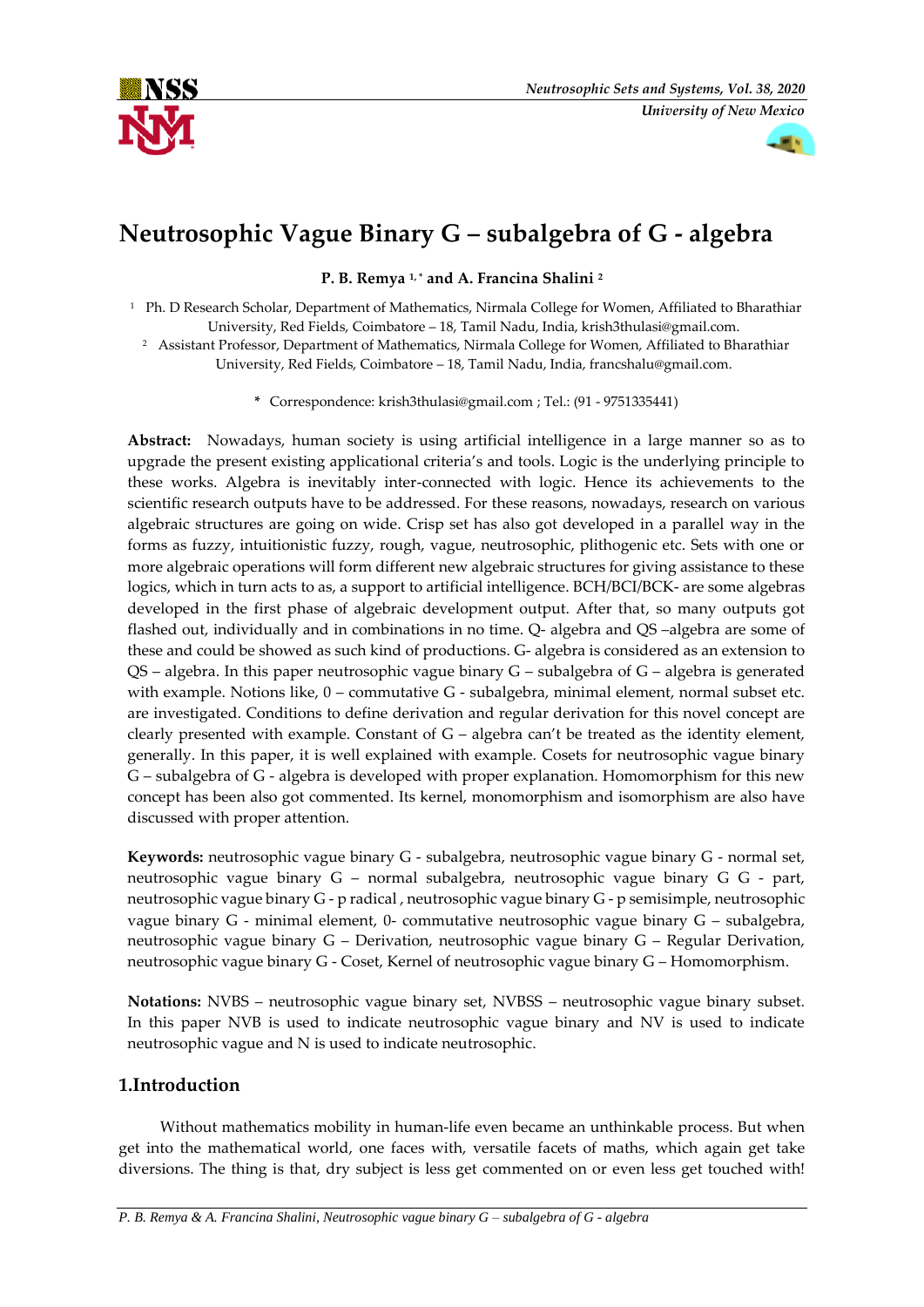# Neutrosophic Vague Binary G – subalgebra of G - algebra

**P. B. Remya [1,*] and A. Francina Shalini [2]**

[1] Ph. D Research Scholar, Department of Mathematics, Nirmala College for Women, Affiliated to Bharathiar University, Red Fields, Coimbatore – 18, Tamil Nadu, India, krish3thulasi@gmail.com.

[2] Assistant Professor, Department of Mathematics, Nirmala College for Women, Affiliated to Bharathiar University, Red Fields, Coimbatore – 18, Tamil Nadu, India, francshalu@gmail.com.

\* Correspondence: krish3thulasi@gmail.com ; Tel.: (91 - 9751335441)

**Abstract:** Nowadays, human society is using artificial intelligence in a large manner so as to upgrade the present existing applicational criteria's and tools. Logic is the underlying principle to these works. Algebra is inevitably inter-connected with logic. Hence its achievements to the scientific research outputs have to be addressed. For these reasons, nowadays, research on various algebraic structures are going on wide. Crisp set has also got developed in a parallel way in the forms as fuzzy, intuitionistic fuzzy, rough, vague, neutrosophic, plithogenic etc. Sets with one or more algebraic operations will form different new algebraic structures for giving assistance to these logics, which in turn acts to as, a support to artificial intelligence. BCH/BCI/BCK- are some algebras developed in the first phase of algebraic development output. After that, so many outputs got flashed out, individually and in combinations in no time. Q- algebra and QS –algebra are some of these and could be showed as such kind of productions. G- algebra is considered as an extension to QS – algebra. In this paper neutrosophic vague binary G – subalgebra of G – algebra is generated with example. Notions like, 0 – commutative G - subalgebra, minimal element, normal subset etc. are investigated. Conditions to define derivation and regular derivation for this novel concept are clearly presented with example. Constant of G – algebra can't be treated as the identity element, generally. In this paper, it is well explained with example. Cosets for neutrosophic vague binary G – subalgebra of G - algebra is developed with proper explanation. Homomorphism for this new concept has been also got commented. Its kernel, monomorphism and isomorphism are also have discussed with proper attention.

**Keywords:** neutrosophic vague binary G - subalgebra, neutrosophic vague binary G - normal set, neutrosophic vague binary G – normal subalgebra, neutrosophic vague binary G G - part, neutrosophic vague binary G - p radical , neutrosophic vague binary G - p semisimple, neutrosophic vague binary G - minimal element, 0- commutative neutrosophic vague binary G – subalgebra, neutrosophic vague binary G – Derivation, neutrosophic vague binary G – Regular Derivation, neutrosophic vague binary G - Coset, Kernel of neutrosophic vague binary G – Homomorphism.

**Notations:** NVBS – neutrosophic vague binary set, NVBSS – neutrosophic vague binary subset. In this paper NVB is used to indicate neutrosophic vague binary and NV is used to indicate neutrosophic vague and N is used to indicate neutrosophic.

## 1.Introduction

Without mathematics mobility in human-life even became an unthinkable process. But when get into the mathematical world, one faces with, versatile facets of maths, which again get take diversions. The thing is that, dry subject is less get commented on or even less get touched with!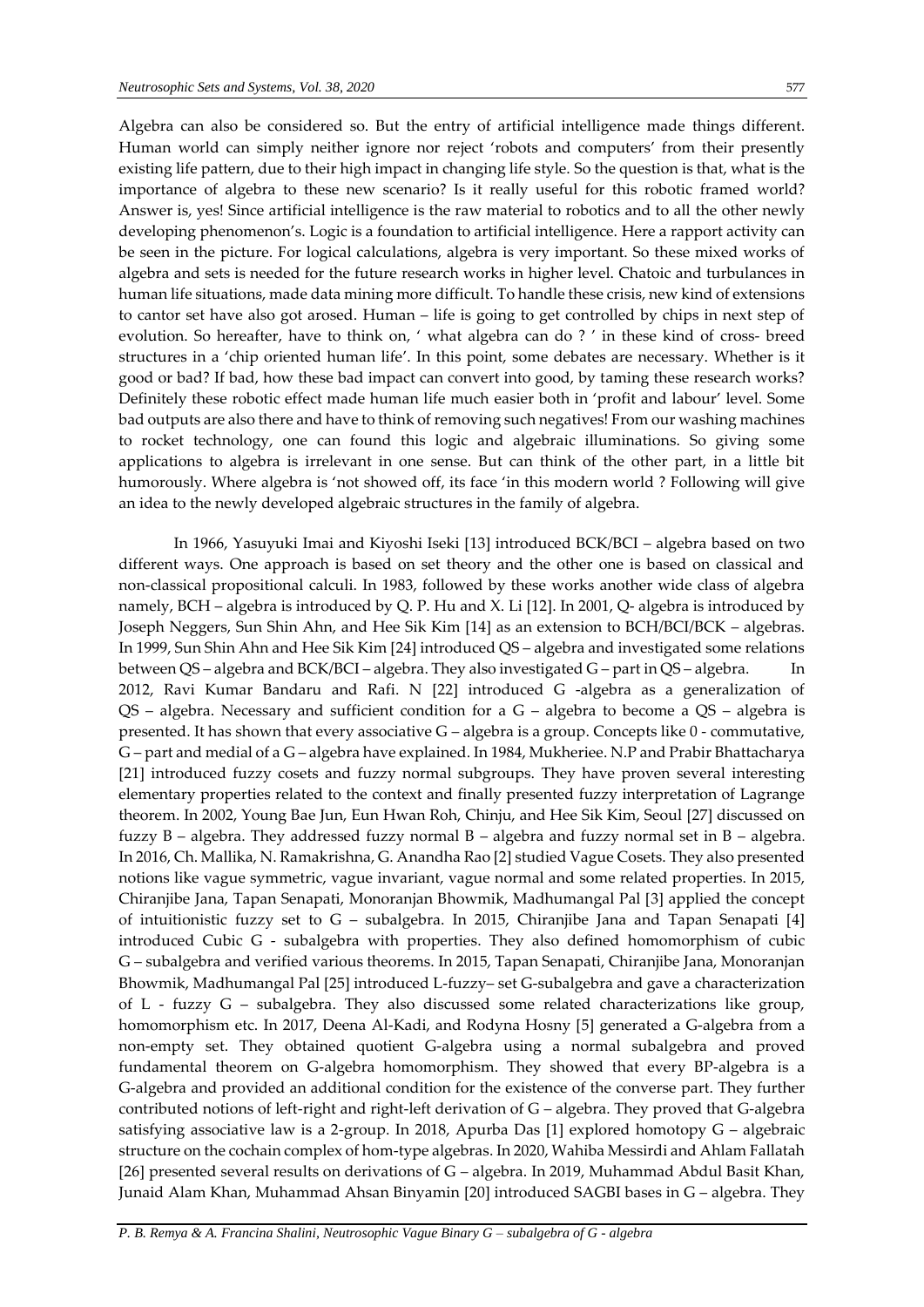Algebra can also be considered so. But the entry of artificial intelligence made things different. Human world can simply neither ignore nor reject 'robots and computers' from their presently existing life pattern, due to their high impact in changing life style. So the question is that, what is the importance of algebra to these new scenario? Is it really useful for this robotic framed world? Answer is, yes! Since artificial intelligence is the raw material to robotics and to all the other newly developing phenomenon's. Logic is a foundation to artificial intelligence. Here a rapport activity can be seen in the picture. For logical calculations, algebra is very important. So these mixed works of algebra and sets is needed for the future research works in higher level. Chatoic and turbulances in human life situations, made data mining more difficult. To handle these crisis, new kind of extensions to cantor set have also got arosed. Human – life is going to get controlled by chips in next step of evolution. So hereafter, have to think on, ' what algebra can do ? ' in these kind of cross- breed structures in a 'chip oriented human life'. In this point, some debates are necessary. Whether is it good or bad? If bad, how these bad impact can convert into good, by taming these research works? Definitely these robotic effect made human life much easier both in 'profit and labour' level. Some bad outputs are also there and have to think of removing such negatives! From our washing machines to rocket technology, one can found this logic and algebraic illuminations. So giving some applications to algebra is irrelevant in one sense. But can think of the other part, in a little bit humorously. Where algebra is 'not showed off, its face 'in this modern world ? Following will give an idea to the newly developed algebraic structures in the family of algebra.

In 1966, Yasuyuki Imai and Kiyoshi Iseki [13] introduced BCK/BCI – algebra based on two different ways. One approach is based on set theory and the other one is based on classical and non-classical propositional calculi. In 1983, followed by these works another wide class of algebra namely, BCH – algebra is introduced by Q. P. Hu and X. Li [12]. In 2001, Q- algebra is introduced by Joseph Neggers, Sun Shin Ahn, and Hee Sik Kim [14] as an extension to BCH/BCI/BCK – algebras. In 1999, Sun Shin Ahn and Hee Sik Kim [24] introduced QS – algebra and investigated some relations between QS – algebra and BCK/BCI – algebra. They also investigated G – part in QS – algebra. In 2012, Ravi Kumar Bandaru and Rafi. N [22] introduced G -algebra as a generalization of QS – algebra. Necessary and sufficient condition for a G – algebra to become a QS – algebra is presented. It has shown that every associative G – algebra is a group. Concepts like 0 - commutative, G – part and medial of a G – algebra have explained. In 1984, Mukheriee. N.P and Prabir Bhattacharya [21] introduced fuzzy cosets and fuzzy normal subgroups. They have proven several interesting elementary properties related to the context and finally presented fuzzy interpretation of Lagrange theorem. In 2002, Young Bae Jun, Eun Hwan Roh, Chinju, and Hee Sik Kim, Seoul [27] discussed on fuzzy B – algebra. They addressed fuzzy normal B – algebra and fuzzy normal set in B – algebra. In 2016, Ch. Mallika, N. Ramakrishna, G. Anandha Rao [2] studied Vague Cosets. They also presented notions like vague symmetric, vague invariant, vague normal and some related properties. In 2015, Chiranjibe Jana, Tapan Senapati, Monoranjan Bhowmik, Madhumangal Pal [3] applied the concept of intuitionistic fuzzy set to G – subalgebra. In 2015, Chiranjibe Jana and Tapan Senapati [4] introduced Cubic G - subalgebra with properties. They also defined homomorphism of cubic G – subalgebra and verified various theorems. In 2015, Tapan Senapati, Chiranjibe Jana, Monoranjan Bhowmik, Madhumangal Pal [25] introduced L-fuzzy– set G-subalgebra and gave a characterization of L - fuzzy G – subalgebra. They also discussed some related characterizations like group, homomorphism etc. In 2017, Deena Al-Kadi, and Rodyna Hosny [5] generated a G-algebra from a non-empty set. They obtained quotient G-algebra using a normal subalgebra and proved fundamental theorem on G-algebra homomorphism. They showed that every BP-algebra is a G-algebra and provided an additional condition for the existence of the converse part. They further contributed notions of left-right and right-left derivation of G – algebra. They proved that G-algebra satisfying associative law is a 2-group. In 2018, Apurba Das [1] explored homotopy G – algebraic structure on the cochain complex of hom-type algebras. In 2020, Wahiba Messirdi and Ahlam Fallatah [26] presented several results on derivations of G – algebra. In 2019, Muhammad Abdul Basit Khan, Junaid Alam Khan, Muhammad Ahsan Binyamin [20] introduced SAGBI bases in G – algebra. They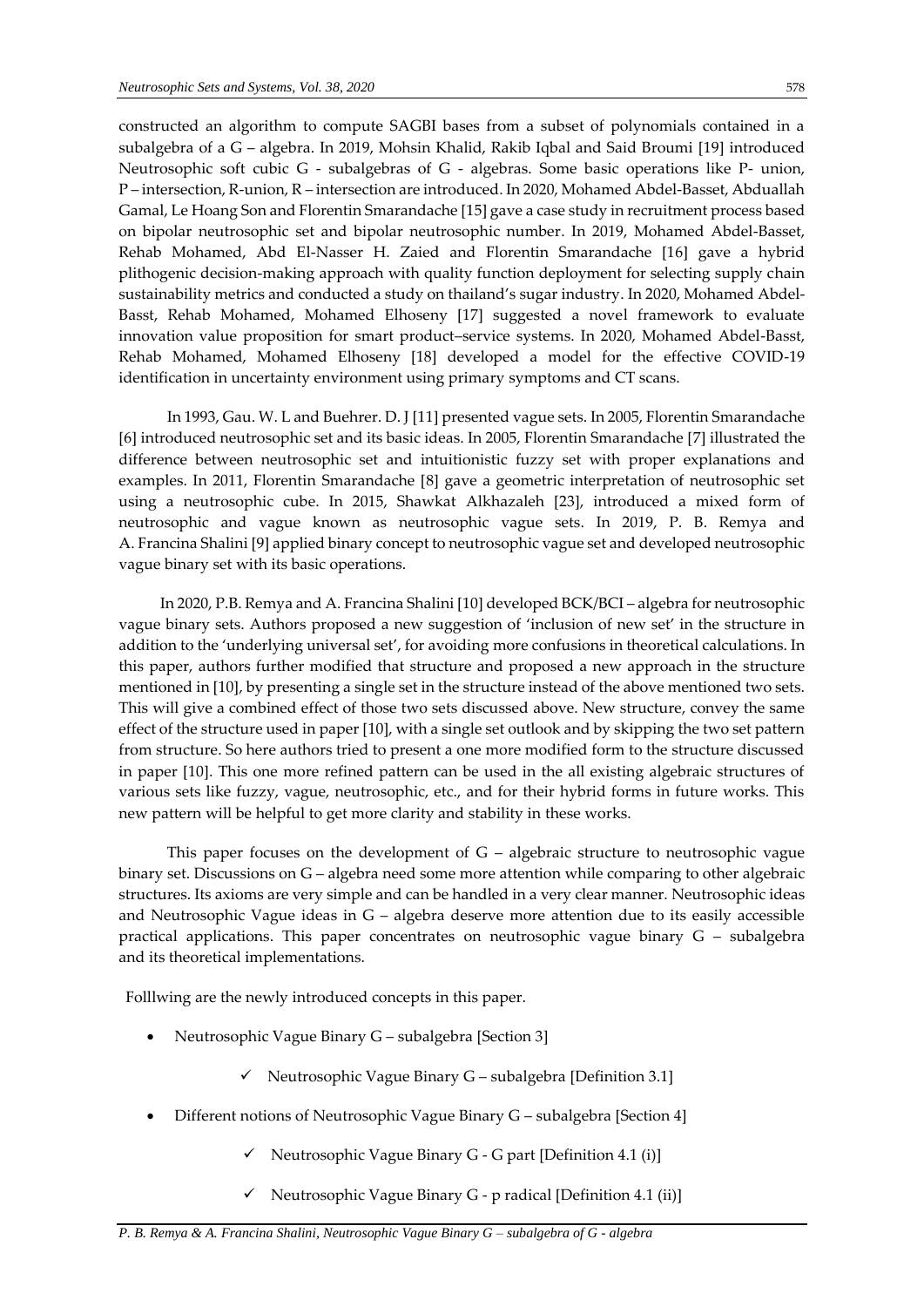constructed an algorithm to compute SAGBI bases from a subset of polynomials contained in a subalgebra of a G – algebra. In 2019, Mohsin Khalid, Rakib Iqbal and Said Broumi [19] introduced Neutrosophic soft cubic G - subalgebras of G - algebras. Some basic operations like P- union, P – intersection, R-union, R – intersection are introduced. In 2020, Mohamed Abdel-Basset, Abduallah Gamal, Le Hoang Son and Florentin Smarandache [15] gave a case study in recruitment process based on bipolar neutrosophic set and bipolar neutrosophic number. In 2019, Mohamed Abdel-Basset, Rehab Mohamed, Abd El-Nasser H. Zaied and Florentin Smarandache [16] gave a hybrid plithogenic decision-making approach with quality function deployment for selecting supply chain sustainability metrics and conducted a study on thailand's sugar industry. In 2020, Mohamed Abdel-Basst, Rehab Mohamed, Mohamed Elhoseny [17] suggested a novel framework to evaluate innovation value proposition for smart product–service systems. In 2020, Mohamed Abdel-Basst, Rehab Mohamed, Mohamed Elhoseny [18] developed a model for the effective COVID-19 identification in uncertainty environment using primary symptoms and CT scans.

In 1993, Gau. W. L and Buehrer. D. J [11] presented vague sets. In 2005, Florentin Smarandache [6] introduced neutrosophic set and its basic ideas. In 2005, Florentin Smarandache [7] illustrated the difference between neutrosophic set and intuitionistic fuzzy set with proper explanations and examples. In 2011, Florentin Smarandache [8] gave a geometric interpretation of neutrosophic set using a neutrosophic cube. In 2015, Shawkat Alkhazaleh [23], introduced a mixed form of neutrosophic and vague known as neutrosophic vague sets. In 2019, P. B. Remya and A. Francina Shalini [9] applied binary concept to neutrosophic vague set and developed neutrosophic vague binary set with its basic operations.

In 2020, P.B. Remya and A. Francina Shalini [10] developed BCK/BCI – algebra for neutrosophic vague binary sets. Authors proposed a new suggestion of 'inclusion of new set' in the structure in addition to the 'underlying universal set', for avoiding more confusions in theoretical calculations. In this paper, authors further modified that structure and proposed a new approach in the structure mentioned in [10], by presenting a single set in the structure instead of the above mentioned two sets. This will give a combined effect of those two sets discussed above. New structure, convey the same effect of the structure used in paper [10], with a single set outlook and by skipping the two set pattern from structure. So here authors tried to present a one more modified form to the structure discussed in paper [10]. This one more refined pattern can be used in the all existing algebraic structures of various sets like fuzzy, vague, neutrosophic, etc., and for their hybrid forms in future works. This new pattern will be helpful to get more clarity and stability in these works.

This paper focuses on the development of G – algebraic structure to neutrosophic vague binary set. Discussions on G – algebra need some more attention while comparing to other algebraic structures. Its axioms are very simple and can be handled in a very clear manner. Neutrosophic ideas and Neutrosophic Vague ideas in G – algebra deserve more attention due to its easily accessible practical applications. This paper concentrates on neutrosophic vague binary G – subalgebra and its theoretical implementations.

Folllwing are the newly introduced concepts in this paper.

- Neutrosophic Vague Binary G – subalgebra [Section 3]
  - ✓ Neutrosophic Vague Binary G – subalgebra [Definition 3.1]
- Different notions of Neutrosophic Vague Binary G – subalgebra [Section 4]
  - ✓ Neutrosophic Vague Binary G - G part [Definition 4.1 (i)]
  - ✓ Neutrosophic Vague Binary G - p radical [Definition 4.1 (ii)]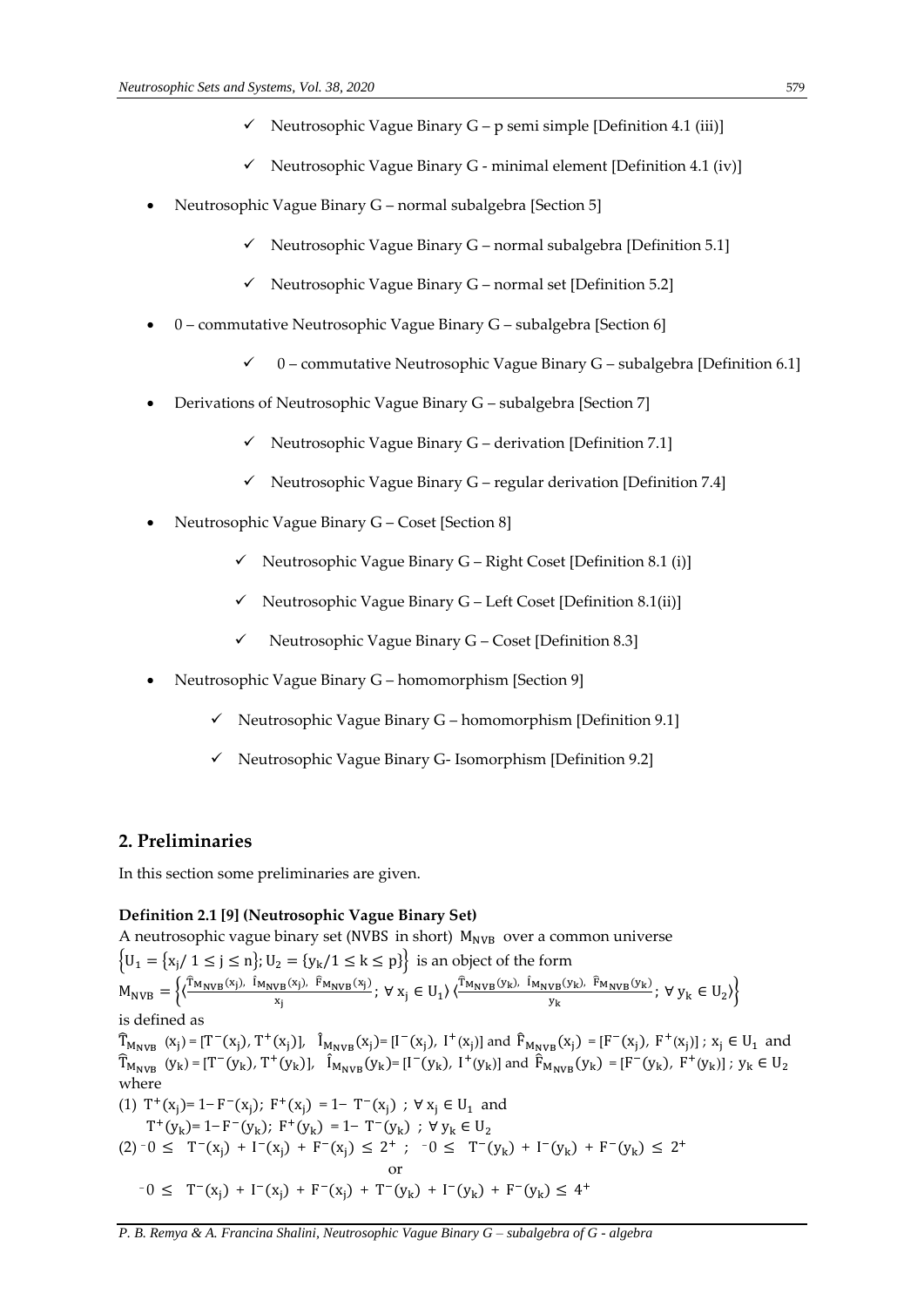- ✓ Neutrosophic Vague Binary G – p semi simple [Definition 4.1 (iii)]
  - ✓ Neutrosophic Vague Binary G - minimal element [Definition 4.1 (iv)]
- Neutrosophic Vague Binary G – normal subalgebra [Section 5]
  - ✓ Neutrosophic Vague Binary G – normal subalgebra [Definition 5.1]
  - ✓ Neutrosophic Vague Binary G – normal set [Definition 5.2]
- 0 – commutative Neutrosophic Vague Binary G – subalgebra [Section 6]
  - ✓ 0 – commutative Neutrosophic Vague Binary G – subalgebra [Definition 6.1]
- Derivations of Neutrosophic Vague Binary G – subalgebra [Section 7]
  - ✓ Neutrosophic Vague Binary G – derivation [Definition 7.1]
  - ✓ Neutrosophic Vague Binary G – regular derivation [Definition 7.4]
- Neutrosophic Vague Binary G – Coset [Section 8]
  - ✓ Neutrosophic Vague Binary G – Right Coset [Definition 8.1 (i)]
  - ✓ Neutrosophic Vague Binary G – Left Coset [Definition 8.1(ii)]
  - ✓ Neutrosophic Vague Binary G – Coset [Definition 8.3]
- Neutrosophic Vague Binary G – homomorphism [Section 9]
  - ✓ Neutrosophic Vague Binary G – homomorphism [Definition 9.1]
  - ✓ Neutrosophic Vague Binary G- Isomorphism [Definition 9.2]

## 2. Preliminaries

In this section some preliminaries are given.

**Definition 2.1 [9] (Neutrosophic Vague Binary Set)**

A neutrosophic vague binary set (NVBS in short) $M_{NVB}$ over a common universe $\left\{U_1 = \{x_j / 1 \le j \le n\}; U_2 = \{y_k / 1 \le k \le p\}\right\}$ is an object of the form

$$M_{NVB} = \left\{ \left\langle \frac{\hat{T}_{M_{NVB}}(x_j),\ \hat{I}_{M_{NVB}}(x_j),\ \hat{F}_{M_{NVB}}(x_j)}{x_j};\ \forall\, x_j \in U_1 \right\rangle \left\langle \frac{\hat{T}_{M_{NVB}}(y_k),\ \hat{I}_{M_{NVB}}(y_k),\ \hat{F}_{M_{NVB}}(y_k)}{y_k};\ \forall\, y_k \in U_2 \right\rangle \right\}$$

is defined as

$\hat{T}_{M_{NVB}}(x_j) = [T^-(x_j), T^+(x_j)]$, $\hat{I}_{M_{NVB}}(x_j) = [I^-(x_j), I^+(x_j)]$ and $\hat{F}_{M_{NVB}}(x_j) = [F^-(x_j), F^+(x_j)]$ ; $x_j \in U_1$ and $\hat{T}_{M_{NVB}}(y_k) = [T^-(y_k), T^+(y_k)]$, $\hat{I}_{M_{NVB}}(y_k) = [I^-(y_k), I^+(y_k)]$ and $\hat{F}_{M_{NVB}}(y_k) = [F^-(y_k), F^+(y_k)]$ ; $y_k \in U_2$ where

(1) $T^+(x_j) = 1 - F^-(x_j)$; $F^+(x_j) = 1 - T^-(x_j)$ ; $\forall\, x_j \in U_1$ and
$T^+(y_k) = 1 - F^-(y_k)$; $F^+(y_k) = 1 - T^-(y_k)$ ; $\forall\, y_k \in U_2$

(2) ${}^-0 \le T^-(x_j) + I^-(x_j) + F^-(x_j) \le 2^+$ ; ${}^-0 \le T^-(y_k) + I^-(y_k) + F^-(y_k) \le 2^+$

or

${}^-0 \le T^-(x_j) + I^-(x_j) + F^-(x_j) + T^-(y_k) + I^-(y_k) + F^-(y_k) \le 4^+$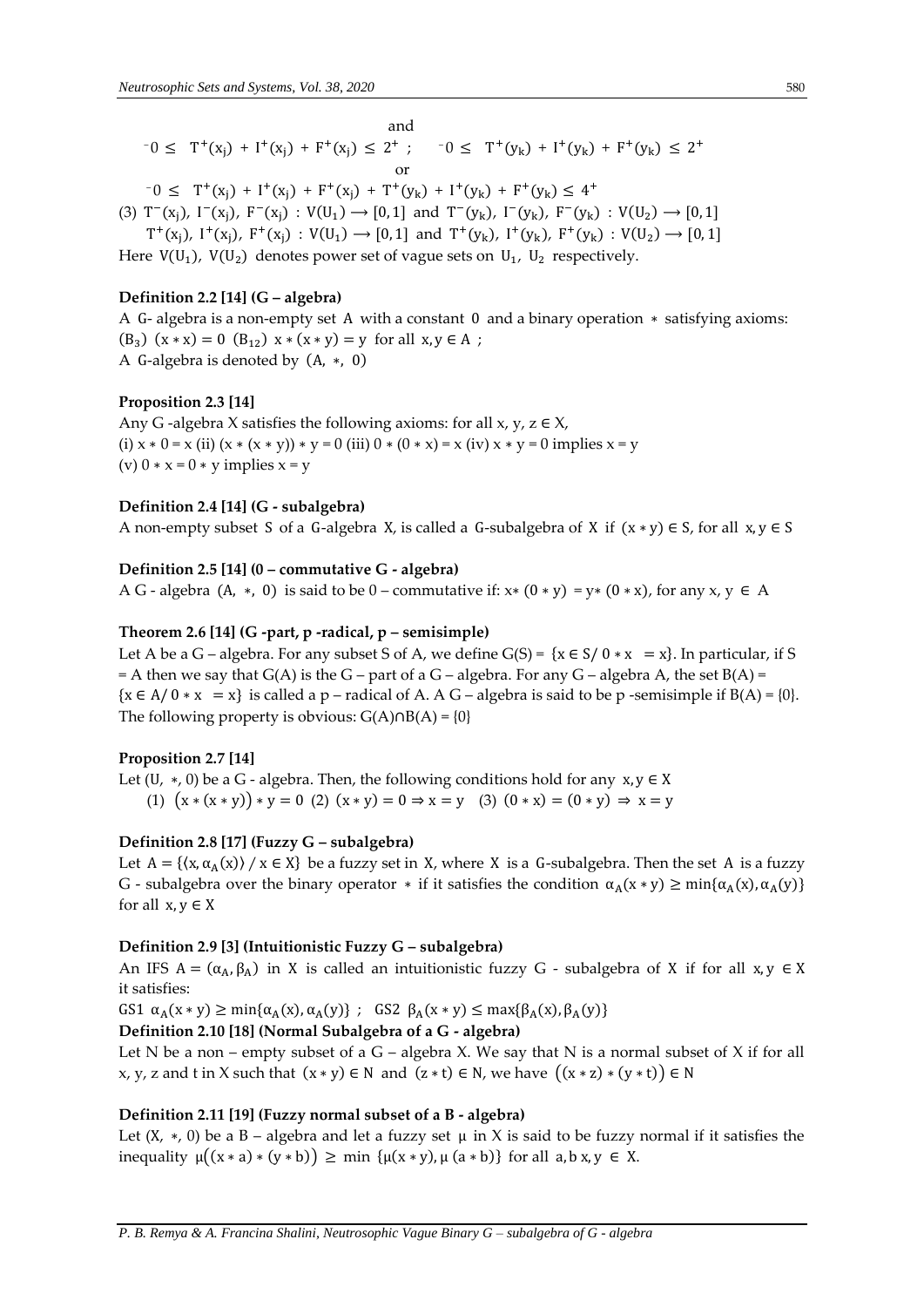and

$$^{-}0 \leq T^{+}(x_j) + I^{+}(x_j) + F^{+}(x_j) \leq 2^{+} ; \quad ^{-}0 \leq T^{+}(y_k) + I^{+}(y_k) + F^{+}(y_k) \leq 2^{+}$$

or

$$^{-}0 \leq T^{+}(x_j) + I^{+}(x_j) + F^{+}(x_j) + T^{+}(y_k) + I^{+}(y_k) + F^{+}(y_k) \leq 4^{+}$$

(3) $T^{-}(x_j),\ I^{-}(x_j),\ F^{-}(x_j) : V(U_1) \longrightarrow [0,1]$ and $T^{-}(y_k),\ I^{-}(y_k),\ F^{-}(y_k) : V(U_2) \longrightarrow [0,1]$

$T^{+}(x_j),\ I^{+}(x_j),\ F^{+}(x_j) : V(U_1) \longrightarrow [0,1]$ and $T^{+}(y_k),\ I^{+}(y_k),\ F^{+}(y_k) : V(U_2) \longrightarrow [0,1]$

Here $V(U_1)$, $V(U_2)$ denotes power set of vague sets on $U_1$, $U_2$ respectively.

**Definition 2.2 [14] (G – algebra)**

A G- algebra is a non-empty set A with a constant 0 and a binary operation $*$ satisfying axioms: $(B_3)$ $(x * x) = 0$ $(B_{12})$ $x * (x * y) = y$ for all $x, y \in A$ ;

A G-algebra is denoted by $(A, *, 0)$

**Proposition 2.3 [14]**

Any G -algebra X satisfies the following axioms: for all x, y, z ∈ X,

(i) $x * 0 = x$ (ii) $(x * (x * y)) * y = 0$ (iii) $0 * (0 * x) = x$ (iv) $x * y = 0$ implies $x = y$

(v) $0 * x = 0 * y$ implies $x = y$

**Definition 2.4 [14] (G - subalgebra)**

A non-empty subset S of a G-algebra X, is called a G-subalgebra of X if $(x * y) \in S$, for all $x, y \in S$

**Definition 2.5 [14] (0 – commutative G - algebra)**

A G - algebra $(A, *, 0)$ is said to be 0 – commutative if: $x * (0 * y) = y * (0 * x)$, for any $x, y \in A$

**Theorem 2.6 [14] (G -part, p -radical, p – semisimple)**

Let A be a G – algebra. For any subset S of A, we define $G(S) = \{x \in S / 0 * x = x\}$. In particular, if S = A then we say that G(A) is the G – part of a G – algebra. For any G – algebra A, the set $B(A) = \{x \in A / 0 * x = x\}$ is called a p – radical of A. A G – algebra is said to be p -semisimple if $B(A) = \{0\}$. The following property is obvious: $G(A) \cap B(A) = \{0\}$

**Proposition 2.7 [14]**

Let $(U, *, 0)$ be a G - algebra. Then, the following conditions hold for any $x, y \in X$

(1) $\big(x * (x * y)\big) * y = 0$ (2) $(x * y) = 0 \Rightarrow x = y$ (3) $(0 * x) = (0 * y) \Rightarrow x = y$

**Definition 2.8 [17] (Fuzzy G – subalgebra)**

Let $A = \{\langle x, \alpha_A(x)\rangle / x \in X\}$ be a fuzzy set in X, where X is a G-subalgebra. Then the set A is a fuzzy G - subalgebra over the binary operator $*$ if it satisfies the condition $\alpha_A(x * y) \geq \min\{\alpha_A(x), \alpha_A(y)\}$ for all $x, y \in X$

**Definition 2.9 [3] (Intuitionistic Fuzzy G – subalgebra)**

An IFS $A = (\alpha_A, \beta_A)$ in X is called an intuitionistic fuzzy G - subalgebra of X if for all $x, y \in X$ it satisfies:

GS1 $\alpha_A(x * y) \geq \min\{\alpha_A(x), \alpha_A(y)\}$ ; GS2 $\beta_A(x * y) \leq \max\{\beta_A(x), \beta_A(y)\}$

**Definition 2.10 [18] (Normal Subalgebra of a G - algebra)**

Let N be a non – empty subset of a G – algebra X. We say that N is a normal subset of X if for all x, y, z and t in X such that $(x * y) \in N$ and $(z * t) \in N$, we have $\big((x * z) * (y * t)\big) \in N$

**Definition 2.11 [19] (Fuzzy normal subset of a B - algebra)**

Let $(X, *, 0)$ be a B – algebra and let a fuzzy set $\mu$ in X is said to be fuzzy normal if it satisfies the inequality $\mu\big((x * a) * (y * b)\big) \geq \min\{\mu(x * y), \mu(a * b)\}$ for all $a, b\ x, y \in X$.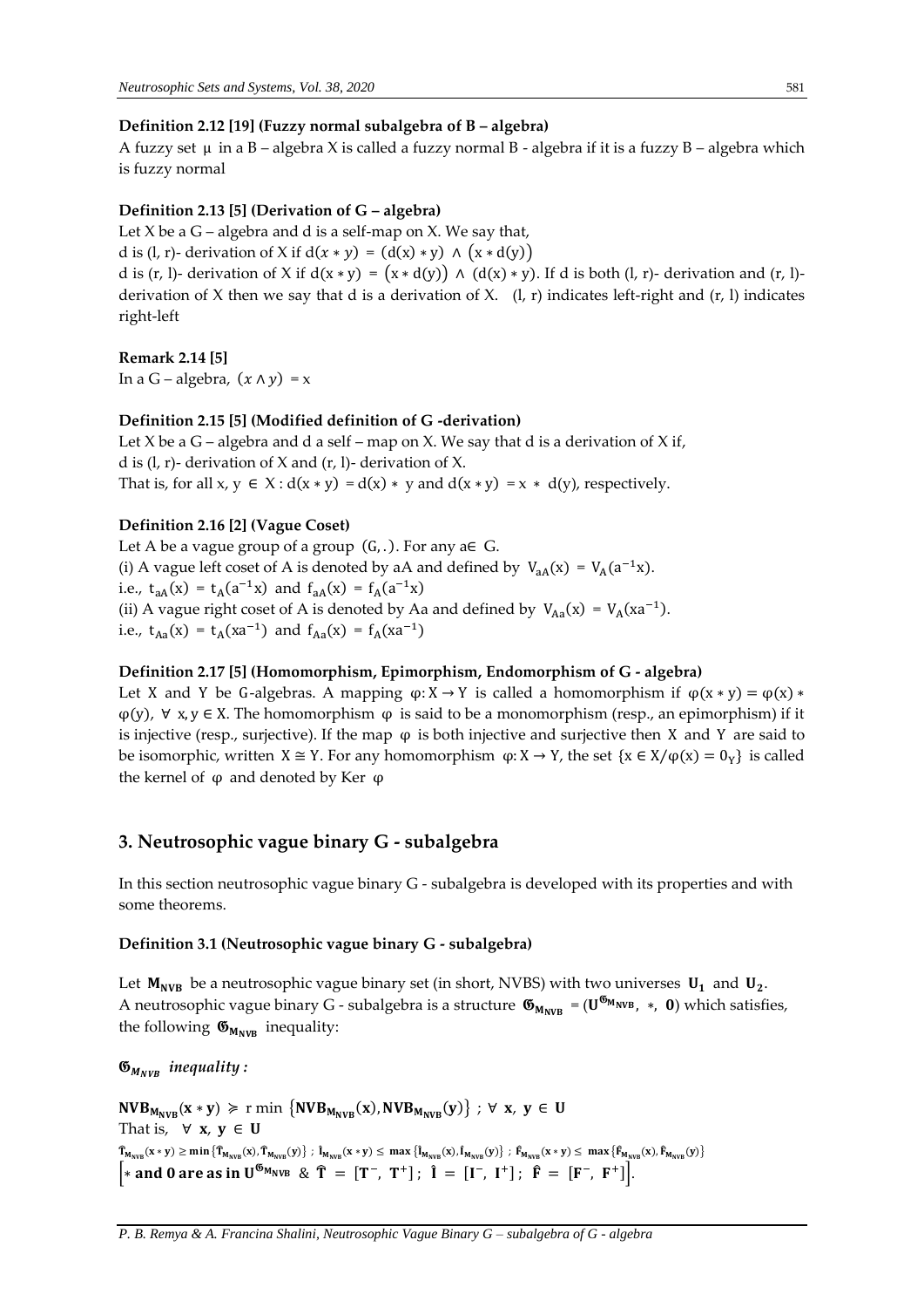**Definition 2.12 [19] (Fuzzy normal subalgebra of B – algebra)**

A fuzzy set $\mu$ in a B – algebra X is called a fuzzy normal B - algebra if it is a fuzzy B – algebra which is fuzzy normal

**Definition 2.13 [5] (Derivation of G – algebra)**

Let X be a G – algebra and d is a self-map on X. We say that,

d is (l, r)- derivation of X if $d(x * y) = (d(x) * y) \wedge (x * d(y))$

d is (r, l)- derivation of X if $d(x * y) = (x * d(y)) \wedge (d(x) * y)$. If d is both (l, r)- derivation and (r, l)- derivation of X then we say that d is a derivation of X. (l, r) indicates left-right and (r, l) indicates right-left

**Remark 2.14 [5]**

In a G – algebra, $(x \wedge y) = x$

**Definition 2.15 [5] (Modified definition of G -derivation)**

Let X be a G – algebra and d a self – map on X. We say that d is a derivation of X if,

d is (l, r)- derivation of X and (r, l)- derivation of X.

That is, for all x, y $\in$ X : $d(x * y) = d(x) * y$ and $d(x * y) = x * d(y)$, respectively.

**Definition 2.16 [2] (Vague Coset)**

Let A be a vague group of a group $(G, .)$. For any a$\in$ G.

(i) A vague left coset of A is denoted by aA and defined by $V_{aA}(x) = V_A(a^{-1}x)$.

i.e., $t_{aA}(x) = t_A(a^{-1}x)$ and $f_{aA}(x) = f_A(a^{-1}x)$

(ii) A vague right coset of A is denoted by Aa and defined by $V_{Aa}(x) = V_A(xa^{-1})$.

i.e., $t_{Aa}(x) = t_A(xa^{-1})$ and $f_{Aa}(x) = f_A(xa^{-1})$

**Definition 2.17 [5] (Homomorphism, Epimorphism, Endomorphism of G - algebra)**

Let X and Y be G-algebras. A mapping $\varphi: X \to Y$ is called a homomorphism if $\varphi(x * y) = \varphi(x) * \varphi(y)$, $\forall$ x, y $\in$ X. The homomorphism $\varphi$ is said to be a monomorphism (resp., an epimorphism) if it is injective (resp., surjective). If the map $\varphi$ is both injective and surjective then X and Y are said to be isomorphic, written $X \cong Y$. For any homomorphism $\varphi: X \to Y$, the set $\{x \in X / \varphi(x) = 0_Y\}$ is called the kernel of $\varphi$ and denoted by Ker $\varphi$

# 3. Neutrosophic vague binary G - subalgebra

In this section neutrosophic vague binary G - subalgebra is developed with its properties and with some theorems.

**Definition 3.1 (Neutrosophic vague binary G - subalgebra)**

Let $\mathbf{M_{NVB}}$ be a neutrosophic vague binary set (in short, NVBS) with two universes $\mathbf{U_1}$ and $\mathbf{U_2}$. A neutrosophic vague binary G - subalgebra is a structure $\mathfrak{G}_{\mathbf{M_{NVB}}} = (\mathbf{U}^{\mathfrak{G}_{\mathbf{M_{NVB}}}}, *, \mathbf{0})$ which satisfies, the following $\mathfrak{G}_{\mathbf{M_{NVB}}}$ inequality:

***$\mathfrak{G}_{M_{NVB}}$ inequality :***

$$\mathbf{NVB_{M_{NVB}}(x * y) \succcurlyeq \text{r min} \{NVB_{M_{NVB}}(x), NVB_{M_{NVB}}(y)\} \; ; \; \forall \; x, \; y \in U}$$

That is, $\forall$ $\mathbf{x}$, $\mathbf{y} \in \mathbf{U}$

$$\hat{\mathbf{T}}_{\mathbf{M_{NVB}}}(\mathbf{x} * \mathbf{y}) \geq \min\{\hat{\mathbf{T}}_{\mathbf{M_{NVB}}}(\mathbf{x}), \hat{\mathbf{T}}_{\mathbf{M_{NVB}}}(\mathbf{y})\} \; ; \; \hat{\mathbf{I}}_{\mathbf{M_{NVB}}}(\mathbf{x} * \mathbf{y}) \leq \max\{\hat{\mathbf{I}}_{\mathbf{M_{NVB}}}(\mathbf{x}), \hat{\mathbf{I}}_{\mathbf{M_{NVB}}}(\mathbf{y})\} \; ; \; \hat{\mathbf{F}}_{\mathbf{M_{NVB}}}(\mathbf{x} * \mathbf{y}) \leq \max\{\hat{\mathbf{F}}_{\mathbf{M_{NVB}}}(\mathbf{x}), \hat{\mathbf{F}}_{\mathbf{M_{NVB}}}(\mathbf{y})\}$$

$$\left[* \text{ and } \mathbf{0} \text{ are as in } \mathbf{U}^{\mathfrak{G}_{\mathbf{M_{NVB}}}} \; \& \; \hat{\mathbf{T}} = [\mathbf{T}^-, \mathbf{T}^+] \; ; \; \hat{\mathbf{I}} = [\mathbf{I}^-, \mathbf{I}^+] \; ; \; \hat{\mathbf{F}} = [\mathbf{F}^-, \mathbf{F}^+]\right].$$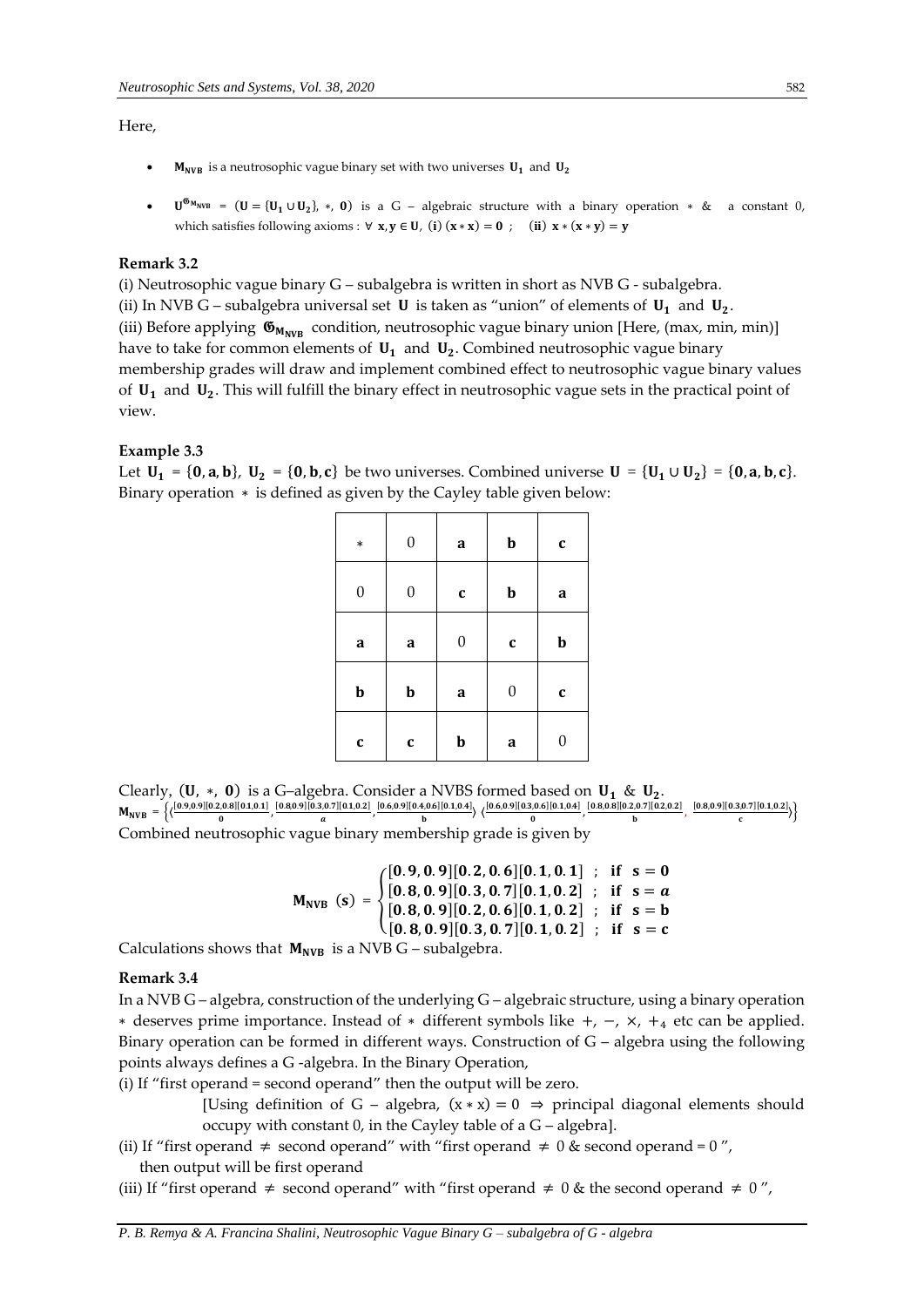Here,

- $\mathbf{M_{NVB}}$ is a neutrosophic vague binary set with two universes $\mathbf{U_1}$ and $\mathbf{U_2}$
- $\mathbf{U}^{\mathfrak{G}_{\mathbf{M_{NVB}}}} = (\mathbf{U} = \{\mathbf{U_1} \cup \mathbf{U_2}\},\ *,\ \mathbf{0})$ is a G – algebraic structure with a binary operation $*$ & a constant 0, which satisfies following axioms : $\forall\ \mathbf{x}, \mathbf{y} \in \mathbf{U}$, $(\mathbf{i})\ (\mathbf{x} * \mathbf{x}) = \mathbf{0}$ ; $(\mathbf{ii})\ \mathbf{x} * (\mathbf{x} * \mathbf{y}) = \mathbf{y}$

**Remark 3.2**

(i) Neutrosophic vague binary G – subalgebra is written in short as NVB G - subalgebra.
(ii) In NVB G – subalgebra universal set $\mathbf{U}$ is taken as "union" of elements of $\mathbf{U_1}$ and $\mathbf{U_2}$.
(iii) Before applying $\mathfrak{G}_{\mathbf{M_{NVB}}}$ condition, neutrosophic vague binary union [Here, (max, min, min)] have to take for common elements of $\mathbf{U_1}$ and $\mathbf{U_2}$. Combined neutrosophic vague binary membership grades will draw and implement combined effect to neutrosophic vague binary values of $\mathbf{U_1}$ and $\mathbf{U_2}$. This will fulfill the binary effect in neutrosophic vague sets in the practical point of view.

**Example 3.3**

Let $\mathbf{U_1} = \{\mathbf{0}, \mathbf{a}, \mathbf{b}\}$, $\mathbf{U_2} = \{\mathbf{0}, \mathbf{b}, \mathbf{c}\}$ be two universes. Combined universe $\mathbf{U} = \{\mathbf{U_1} \cup \mathbf{U_2}\} = \{\mathbf{0}, \mathbf{a}, \mathbf{b}, \mathbf{c}\}$. Binary operation $*$ is defined as given by the Cayley table given below:

| $*$ | 0 | **a** | **b** | **c** |
|---|---|---|---|---|
| 0 | 0 | **c** | **b** | **a** |
| **a** | **a** | 0 | **c** | **b** |
| **b** | **b** | **a** | 0 | **c** |
| **c** | **c** | **b** | **a** | 0 |

Clearly, $(\mathbf{U},\ *,\ \mathbf{0})$ is a G–algebra. Consider a NVBS formed based on $\mathbf{U_1}$ & $\mathbf{U_2}$.

$$\mathbf{M_{NVB}} = \left\{\left\langle \frac{[0.9,0.9][0.2,0.8][0.1,0.1]}{0}, \frac{[0.8,0.9][0.3,0.7][0.1,0.2]}{a}, \frac{[0.6,0.9][0.4,0.6][0.1,0.4]}{b} \right\rangle \left\langle \frac{[0.6,0.9][0.3,0.6][0.1,0.4]}{0}, \frac{[0.8,0.8][0.2,0.7][0.2,0.2]}{b}, \frac{[0.8,0.9][0.3,0.7][0.1,0.2]}{c} \right\rangle\right\}$$

Combined neutrosophic vague binary membership grade is given by

$$\mathbf{M_{NVB}}\ (\mathbf{s}) = \begin{cases} [\mathbf{0.9}, \mathbf{0.9}][\mathbf{0.2}, \mathbf{0.6}][\mathbf{0.1}, \mathbf{0.1}] & ; \ \textbf{if}\ \ \mathbf{s} = \mathbf{0} \\ [\mathbf{0.8}, \mathbf{0.9}][\mathbf{0.3}, \mathbf{0.7}][\mathbf{0.1}, \mathbf{0.2}] & ; \ \textbf{if}\ \ \mathbf{s} = \boldsymbol{a} \\ [\mathbf{0.8}, \mathbf{0.9}][\mathbf{0.2}, \mathbf{0.6}][\mathbf{0.1}, \mathbf{0.2}] & ; \ \textbf{if}\ \ \mathbf{s} = \mathbf{b} \\ [\mathbf{0.8}, \mathbf{0.9}][\mathbf{0.3}, \mathbf{0.7}][\mathbf{0.1}, \mathbf{0.2}] & ; \ \textbf{if}\ \ \mathbf{s} = \mathbf{c} \end{cases}$$

Calculations shows that $\mathbf{M_{NVB}}$ is a NVB G – subalgebra.

**Remark 3.4**

In a NVB G – algebra, construction of the underlying G – algebraic structure, using a binary operation $*$ deserves prime importance. Instead of $*$ different symbols like $+$, $-$, $\times$, $+_4$ etc can be applied. Binary operation can be formed in different ways. Construction of G – algebra using the following points always defines a G -algebra. In the Binary Operation,

(i) If "first operand = second operand" then the output will be zero.

[Using definition of G – algebra, $(x * x) = 0 \Rightarrow$ principal diagonal elements should occupy with constant 0, in the Cayley table of a G – algebra].

(ii) If "first operand $\neq$ second operand" with "first operand $\neq$ 0 & second operand = 0 ", then output will be first operand

(iii) If "first operand $\neq$ second operand" with "first operand $\neq$ 0 & the second operand $\neq$ 0 ",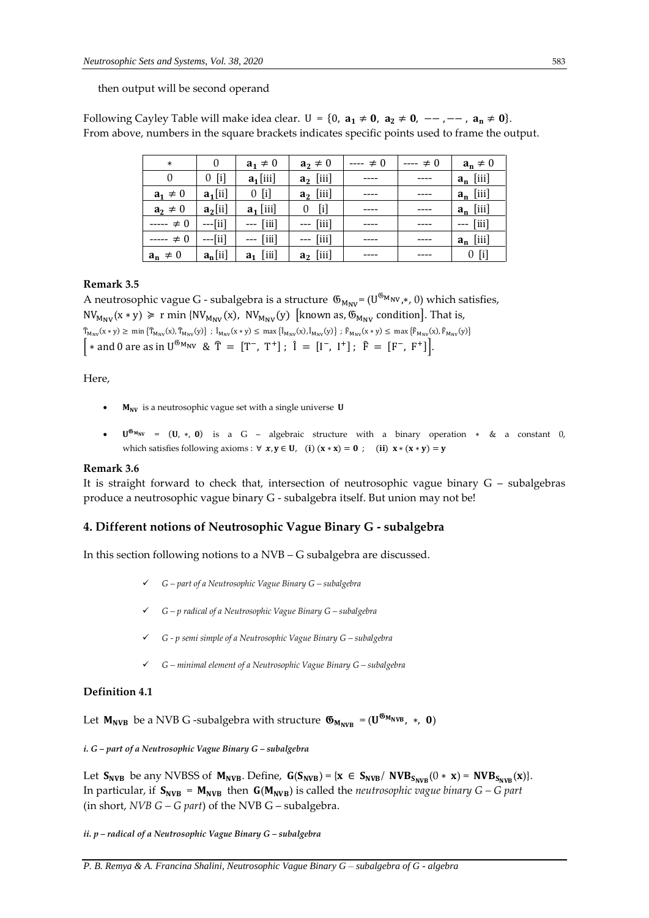then output will be second operand

Following Cayley Table will make idea clear. $U = \{0,\ \mathbf{a_1} \neq \mathbf{0},\ \mathbf{a_2} \neq \mathbf{0},\ --,--,\ \mathbf{a_n} \neq \mathbf{0}\}$.
From above, numbers in the square brackets indicates specific points used to frame the output.

| $*$ | 0 | $\mathbf{a_1} \neq 0$ | $\mathbf{a_2} \neq 0$ | ---- $\neq 0$ | ---- $\neq 0$ | $\mathbf{a_n} \neq 0$ |
|---|---|---|---|---|---|---|
| 0 | 0 [i] | $\mathbf{a_1}$[iii] | $\mathbf{a_2}$ [iii] | ---- | ---- | $\mathbf{a_n}$ [iii] |
| $\mathbf{a_1} \neq 0$ | $\mathbf{a_1}$[ii] | 0 [i] | $\mathbf{a_2}$ [iii] | ---- | ---- | $\mathbf{a_n}$ [iii] |
| $\mathbf{a_2} \neq 0$ | $\mathbf{a_2}$[ii] | $\mathbf{a_1}$ [iii] | 0 [i] | ---- | ---- | $\mathbf{a_n}$ [iii] |
| ----- $\neq 0$ | ---[ii] | --- [iii] | --- [iii] | ---- | ---- | --- [iii] |
| ----- $\neq 0$ | ---[ii] | --- [iii] | --- [iii] | ---- | ---- | $\mathbf{a_n}$ [iii] |
| $\mathbf{a_n} \neq 0$ | $\mathbf{a_n}$[ii] | $\mathbf{a_1}$ [iii] | $\mathbf{a_2}$ [iii] | ---- | ---- | 0 [i] |

**Remark 3.5**

A neutrosophic vague G - subalgebra is a structure $\mathfrak{G}_{M_{NV}} = (U^{\mathfrak{G}_{M_{NV}}}, *, 0)$ which satisfies, $NV_{M_{NV}}(x * y) \geqslant r \min\{NV_{M_{NV}}(x),\ NV_{M_{NV}}(y)\}$ [known as, $\mathfrak{G}_{M_{NV}}$ condition]. That is,
$\hat{T}_{M_{NV}}(x * y) \geq \min\{\hat{T}_{M_{NV}}(x), \hat{T}_{M_{NV}}(y)\}$ ; $\hat{I}_{M_{NV}}(x * y) \leq \max\{\hat{I}_{M_{NV}}(x), \hat{I}_{M_{NV}}(y)\}$ ; $\hat{F}_{M_{NV}}(x * y) \leq \max\{\hat{F}_{M_{NV}}(x), \hat{F}_{M_{NV}}(y)\}$
$\left[\, * \text{ and } 0 \text{ are as in } U^{\mathfrak{G}_{M_{NV}}}\ \&\ \hat{T} = [T^-,\ T^+]\,;\ \hat{I} = [I^-,\ I^+]\,;\ \hat{F} = [F^-,\ F^+]\right]$.

Here,

- $\mathbf{M_{NV}}$ is a neutrosophic vague set with a single universe $\mathbf{U}$
- $\mathbf{U^{\mathfrak{G}_{M_{NV}}}} = (\mathbf{U}, *, \mathbf{0})$ is a G – algebraic structure with a binary operation $*$ & a constant 0, which satisfies following axioms : $\forall\ x, y \in U$, (i) $(\mathbf{x} * \mathbf{x}) = \mathbf{0}$ ; (ii) $\mathbf{x} * (\mathbf{x} * \mathbf{y}) = \mathbf{y}$

**Remark 3.6**

It is straight forward to check that, intersection of neutrosophic vague binary G – subalgebras produce a neutrosophic vague binary G - subalgebra itself. But union may not be!

## 4. Different notions of Neutrosophic Vague Binary G - subalgebra

In this section following notions to a NVB – G subalgebra are discussed.

- ✓ *G – part of a Neutrosophic Vague Binary G – subalgebra*
- ✓ *G – p radical of a Neutrosophic Vague Binary G – subalgebra*
- ✓ *G - p semi simple of a Neutrosophic Vague Binary G – subalgebra*
- ✓ *G – minimal element of a Neutrosophic Vague Binary G – subalgebra*

**Definition 4.1**

Let $\mathbf{M_{NVB}}$ be a NVB G -subalgebra with structure $\mathfrak{G}_{\mathbf{M_{NVB}}} = (\mathbf{U^{\mathfrak{G}_{M_{NVB}}}},\ *,\ \mathbf{0})$

***i. G – part of a Neutrosophic Vague Binary G – subalgebra***

Let $\mathbf{S_{NVB}}$ be any NVBSS of $\mathbf{M_{NVB}}$. Define, $\mathbf{G}(\mathbf{S_{NVB}}) = \{\mathbf{x} \in \mathbf{S_{NVB}} /\ \mathbf{NVB_{S_{NVB}}}(0 * \mathbf{x}) = \mathbf{NVB_{S_{NVB}}}(\mathbf{x})\}$.
In particular, if $\mathbf{S_{NVB}} = \mathbf{M_{NVB}}$ then $\mathbf{G}(\mathbf{M_{NVB}})$ is called the *neutrosophic vague binary G – G part* (in short, *NVB G – G part*) of the NVB G – subalgebra.

***ii. p – radical of a Neutrosophic Vague Binary G – subalgebra***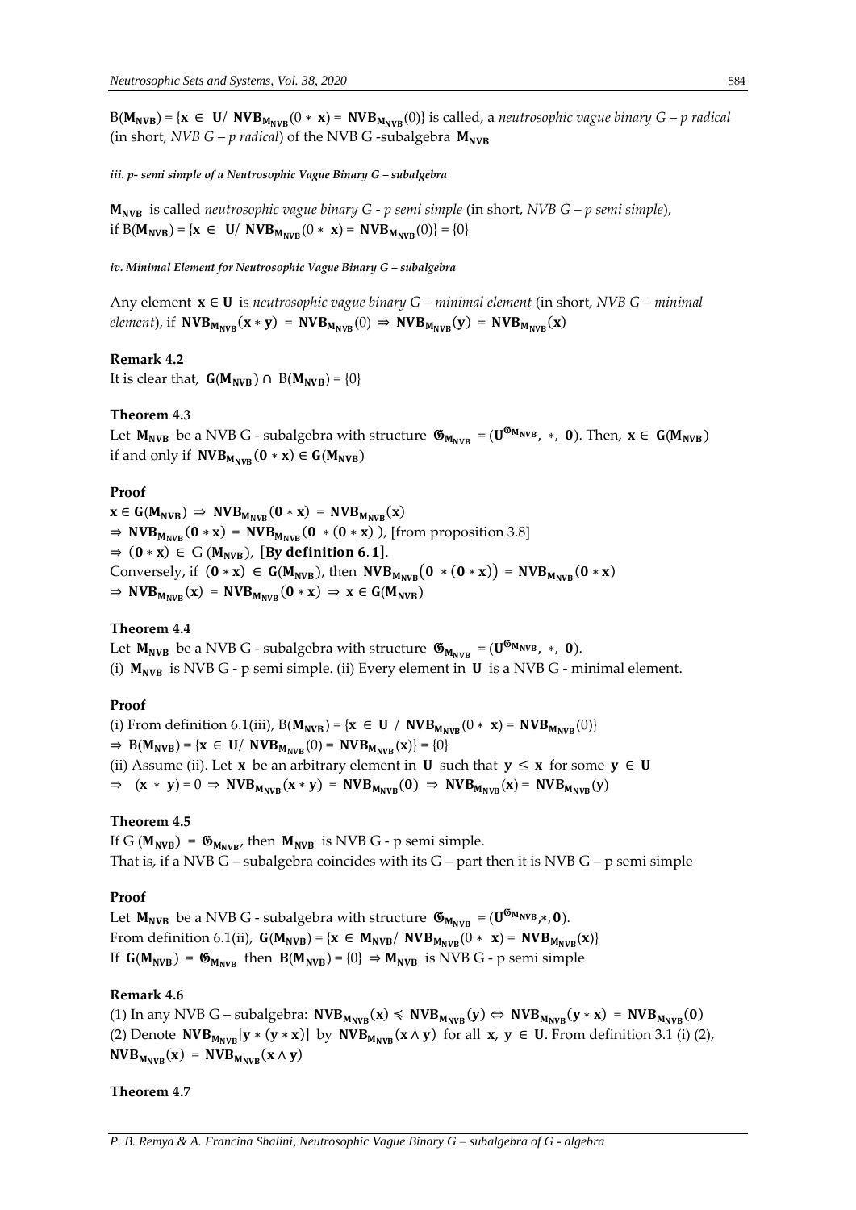$B(\mathbf{M_{NVB}}) = \{\mathbf{x} \in \mathbf{U} / \mathbf{NVB_{M_{NVB}}}(0 * \mathbf{x}) = \mathbf{NVB_{M_{NVB}}}(0)\}$ is called, a *neutrosophic vague binary G – p radical* (in short, *NVB G – p radical*) of the NVB G -subalgebra $\mathbf{M_{NVB}}$

***iii. p- semi simple of a Neutrosophic Vague Binary G – subalgebra***

$\mathbf{M_{NVB}}$ is called *neutrosophic vague binary G - p semi simple* (in short, *NVB G – p semi simple*), if $B(\mathbf{M_{NVB}}) = \{\mathbf{x} \in \mathbf{U} / \mathbf{NVB_{M_{NVB}}}(0 * \mathbf{x}) = \mathbf{NVB_{M_{NVB}}}(0)\} = \{0\}$

***iv. Minimal Element for Neutrosophic Vague Binary G – subalgebra***

Any element $\mathbf{x} \in \mathbf{U}$ is *neutrosophic vague binary G – minimal element* (in short, *NVB G – minimal element*), if $\mathbf{NVB_{M_{NVB}}}(\mathbf{x} * \mathbf{y}) = \mathbf{NVB_{M_{NVB}}}(0) \Rightarrow \mathbf{NVB_{M_{NVB}}}(\mathbf{y}) = \mathbf{NVB_{M_{NVB}}}(\mathbf{x})$

**Remark 4.2**

It is clear that, $\mathbf{G}(\mathbf{M_{NVB}}) \cap B(\mathbf{M_{NVB}}) = \{0\}$

**Theorem 4.3**

Let $\mathbf{M_{NVB}}$ be a NVB G - subalgebra with structure $\mathfrak{G}_{\mathbf{M_{NVB}}} = (\mathbf{U}^{\mathfrak{G}_{\mathbf{M_{NVB}}}}, *, \mathbf{0})$. Then, $\mathbf{x} \in \mathbf{G}(\mathbf{M_{NVB}})$ if and only if $\mathbf{NVB_{M_{NVB}}}(\mathbf{0} * \mathbf{x}) \in \mathbf{G}(\mathbf{M_{NVB}})$

**Proof**

$\mathbf{x} \in \mathbf{G}(\mathbf{M_{NVB}}) \Rightarrow \mathbf{NVB_{M_{NVB}}}(\mathbf{0} * \mathbf{x}) = \mathbf{NVB_{M_{NVB}}}(\mathbf{x})$

$\Rightarrow \mathbf{NVB_{M_{NVB}}}(\mathbf{0} * \mathbf{x}) = \mathbf{NVB_{M_{NVB}}}(\mathbf{0} * (\mathbf{0} * \mathbf{x}))$, [from proposition 3.8]

$\Rightarrow (\mathbf{0} * \mathbf{x}) \in G(\mathbf{M_{NVB}})$, $[\textbf{By definition 6.1}]$.

Conversely, if $(\mathbf{0} * \mathbf{x}) \in \mathbf{G}(\mathbf{M_{NVB}})$, then $\mathbf{NVB_{M_{NVB}}}(\mathbf{0} * (\mathbf{0} * \mathbf{x})) = \mathbf{NVB_{M_{NVB}}}(\mathbf{0} * \mathbf{x})$

$\Rightarrow \mathbf{NVB_{M_{NVB}}}(\mathbf{x}) = \mathbf{NVB_{M_{NVB}}}(\mathbf{0} * \mathbf{x}) \Rightarrow \mathbf{x} \in \mathbf{G}(\mathbf{M_{NVB}})$

**Theorem 4.4**

Let $\mathbf{M_{NVB}}$ be a NVB G - subalgebra with structure $\mathfrak{G}_{\mathbf{M_{NVB}}} = (\mathbf{U}^{\mathfrak{G}_{\mathbf{M_{NVB}}}}, *, \mathbf{0})$.

(i) $\mathbf{M_{NVB}}$ is NVB G - p semi simple. (ii) Every element in $\mathbf{U}$ is a NVB G - minimal element.

**Proof**

(i) From definition 6.1(iii), $B(\mathbf{M_{NVB}}) = \{\mathbf{x} \in \mathbf{U} / \mathbf{NVB_{M_{NVB}}}(0 * \mathbf{x}) = \mathbf{NVB_{M_{NVB}}}(0)\}$

$\Rightarrow B(\mathbf{M_{NVB}}) = \{\mathbf{x} \in \mathbf{U} / \mathbf{NVB_{M_{NVB}}}(0) = \mathbf{NVB_{M_{NVB}}}(\mathbf{x})\} = \{0\}$

(ii) Assume (ii). Let $\mathbf{x}$ be an arbitrary element in $\mathbf{U}$ such that $\mathbf{y} \leq \mathbf{x}$ for some $\mathbf{y} \in \mathbf{U}$

$\Rightarrow (\mathbf{x} * \mathbf{y}) = 0 \Rightarrow \mathbf{NVB_{M_{NVB}}}(\mathbf{x} * \mathbf{y}) = \mathbf{NVB_{M_{NVB}}}(\mathbf{0}) \Rightarrow \mathbf{NVB_{M_{NVB}}}(\mathbf{x}) = \mathbf{NVB_{M_{NVB}}}(\mathbf{y})$

**Theorem 4.5**

If $G(\mathbf{M_{NVB}}) = \mathfrak{G}_{\mathbf{M_{NVB}}}$, then $\mathbf{M_{NVB}}$ is NVB G - p semi simple.

That is, if a NVB G – subalgebra coincides with its G – part then it is NVB G – p semi simple

**Proof**

Let $\mathbf{M_{NVB}}$ be a NVB G - subalgebra with structure $\mathfrak{G}_{\mathbf{M_{NVB}}} = (\mathbf{U}^{\mathfrak{G}_{\mathbf{M_{NVB}}}}, *, \mathbf{0})$.

From definition 6.1(ii), $\mathbf{G}(\mathbf{M_{NVB}}) = \{\mathbf{x} \in \mathbf{M_{NVB}} / \mathbf{NVB_{M_{NVB}}}(0 * \mathbf{x}) = \mathbf{NVB_{M_{NVB}}}(\mathbf{x})\}$

If $\mathbf{G}(\mathbf{M_{NVB}}) = \mathfrak{G}_{\mathbf{M_{NVB}}}$ then $\mathbf{B}(\mathbf{M_{NVB}}) = \{0\} \Rightarrow \mathbf{M_{NVB}}$ is NVB G - p semi simple

**Remark 4.6**

(1) In any NVB G – subalgebra: $\mathbf{NVB_{M_{NVB}}}(\mathbf{x}) \preccurlyeq \mathbf{NVB_{M_{NVB}}}(\mathbf{y}) \Leftrightarrow \mathbf{NVB_{M_{NVB}}}(\mathbf{y} * \mathbf{x}) = \mathbf{NVB_{M_{NVB}}}(\mathbf{0})$

(2) Denote $\mathbf{NVB_{M_{NVB}}}[\mathbf{y} * (\mathbf{y} * \mathbf{x})]$ by $\mathbf{NVB_{M_{NVB}}}(\mathbf{x} \wedge \mathbf{y})$ for all $\mathbf{x}, \mathbf{y} \in \mathbf{U}$. From definition 3.1 (i) (2), $\mathbf{NVB_{M_{NVB}}}(\mathbf{x}) = \mathbf{NVB_{M_{NVB}}}(\mathbf{x} \wedge \mathbf{y})$

**Theorem 4.7**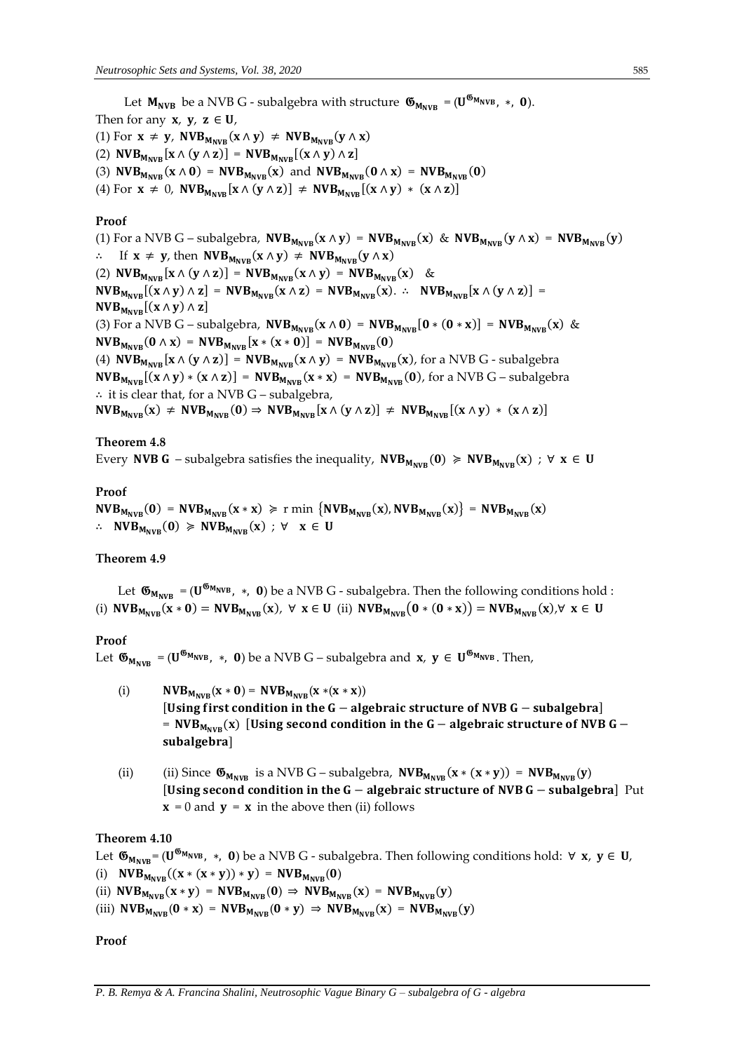Let $\mathbf{M_{NVB}}$ be a NVB G - subalgebra with structure $\mathfrak{G}_{\mathbf{M_{NVB}}} = (\mathbf{U}^{\mathfrak{G}_{\mathbf{M_{NVB}}}}, \ *, \ \mathbf{0})$.
Then for any $\mathbf{x}, \ \mathbf{y}, \ \mathbf{z} \in \mathbf{U}$,

(1) For $\mathbf{x} \neq \mathbf{y}$, $\mathbf{NVB_{M_{NVB}}}(\mathbf{x} \wedge \mathbf{y}) \neq \mathbf{NVB_{M_{NVB}}}(\mathbf{y} \wedge \mathbf{x})$

(2) $\mathbf{NVB_{M_{NVB}}}[\mathbf{x} \wedge (\mathbf{y} \wedge \mathbf{z})] = \mathbf{NVB_{M_{NVB}}}[(\mathbf{x} \wedge \mathbf{y}) \wedge \mathbf{z}]$

(3) $\mathbf{NVB_{M_{NVB}}}(\mathbf{x} \wedge \mathbf{0}) = \mathbf{NVB_{M_{NVB}}}(\mathbf{x})$ and $\mathbf{NVB_{M_{NVB}}}(\mathbf{0} \wedge \mathbf{x}) = \mathbf{NVB_{M_{NVB}}}(\mathbf{0})$

(4) For $\mathbf{x} \neq 0$, $\mathbf{NVB_{M_{NVB}}}[\mathbf{x} \wedge (\mathbf{y} \wedge \mathbf{z})] \neq \mathbf{NVB_{M_{NVB}}}[(\mathbf{x} \wedge \mathbf{y}) * (\mathbf{x} \wedge \mathbf{z})]$

**Proof**

(1) For a NVB G – subalgebra, $\mathbf{NVB_{M_{NVB}}}(\mathbf{x} \wedge \mathbf{y}) = \mathbf{NVB_{M_{NVB}}}(\mathbf{x})$ & $\mathbf{NVB_{M_{NVB}}}(\mathbf{y} \wedge \mathbf{x}) = \mathbf{NVB_{M_{NVB}}}(\mathbf{y})$

$\therefore$ If $\mathbf{x} \neq \mathbf{y}$, then $\mathbf{NVB_{M_{NVB}}}(\mathbf{x} \wedge \mathbf{y}) \neq \mathbf{NVB_{M_{NVB}}}(\mathbf{y} \wedge \mathbf{x})$

(2) $\mathbf{NVB_{M_{NVB}}}[\mathbf{x} \wedge (\mathbf{y} \wedge \mathbf{z})] = \mathbf{NVB_{M_{NVB}}}(\mathbf{x} \wedge \mathbf{y}) = \mathbf{NVB_{M_{NVB}}}(\mathbf{x})$ &
$\mathbf{NVB_{M_{NVB}}}[(\mathbf{x} \wedge \mathbf{y}) \wedge \mathbf{z}] = \mathbf{NVB_{M_{NVB}}}(\mathbf{x} \wedge \mathbf{z}) = \mathbf{NVB_{M_{NVB}}}(\mathbf{x})$. $\therefore$ $\mathbf{NVB_{M_{NVB}}}[\mathbf{x} \wedge (\mathbf{y} \wedge \mathbf{z})] = \mathbf{NVB_{M_{NVB}}}[(\mathbf{x} \wedge \mathbf{y}) \wedge \mathbf{z}]$

(3) For a NVB G – subalgebra, $\mathbf{NVB_{M_{NVB}}}(\mathbf{x} \wedge \mathbf{0}) = \mathbf{NVB_{M_{NVB}}}[\mathbf{0} * (\mathbf{0} * \mathbf{x})] = \mathbf{NVB_{M_{NVB}}}(\mathbf{x})$ &
$\mathbf{NVB_{M_{NVB}}}(\mathbf{0} \wedge \mathbf{x}) = \mathbf{NVB_{M_{NVB}}}[\mathbf{x} * (\mathbf{x} * \mathbf{0})] = \mathbf{NVB_{M_{NVB}}}(\mathbf{0})$

(4) $\mathbf{NVB_{M_{NVB}}}[\mathbf{x} \wedge (\mathbf{y} \wedge \mathbf{z})] = \mathbf{NVB_{M_{NVB}}}(\mathbf{x} \wedge \mathbf{y}) = \mathbf{NVB_{M_{NVB}}}(\mathbf{x})$, for a NVB G - subalgebra
$\mathbf{NVB_{M_{NVB}}}[(\mathbf{x} \wedge \mathbf{y}) * (\mathbf{x} \wedge \mathbf{z})] = \mathbf{NVB_{M_{NVB}}}(\mathbf{x} * \mathbf{x}) = \mathbf{NVB_{M_{NVB}}}(\mathbf{0})$, for a NVB G – subalgebra

$\therefore$ it is clear that, for a NVB G – subalgebra,

$\mathbf{NVB_{M_{NVB}}}(\mathbf{x}) \neq \mathbf{NVB_{M_{NVB}}}(\mathbf{0}) \Rightarrow \mathbf{NVB_{M_{NVB}}}[\mathbf{x} \wedge (\mathbf{y} \wedge \mathbf{z})] \neq \mathbf{NVB_{M_{NVB}}}[(\mathbf{x} \wedge \mathbf{y}) * (\mathbf{x} \wedge \mathbf{z})]$

**Theorem 4.8**

Every **NVB G** – subalgebra satisfies the inequality, $\mathbf{NVB_{M_{NVB}}}(\mathbf{0}) \succcurlyeq \mathbf{NVB_{M_{NVB}}}(\mathbf{x})$ ; $\forall \ \mathbf{x} \in \mathbf{U}$

**Proof**

$\mathbf{NVB_{M_{NVB}}}(\mathbf{0}) = \mathbf{NVB_{M_{NVB}}}(\mathbf{x} * \mathbf{x}) \succcurlyeq \text{r min} \{\mathbf{NVB_{M_{NVB}}}(\mathbf{x}), \mathbf{NVB_{M_{NVB}}}(\mathbf{x})\} = \mathbf{NVB_{M_{NVB}}}(\mathbf{x})$

$\therefore$ $\mathbf{NVB_{M_{NVB}}}(\mathbf{0}) \succcurlyeq \mathbf{NVB_{M_{NVB}}}(\mathbf{x})$ ; $\forall \ \mathbf{x} \in \mathbf{U}$

**Theorem 4.9**

Let $\mathfrak{G}_{\mathbf{M_{NVB}}} = (\mathbf{U}^{\mathfrak{G}_{\mathbf{M_{NVB}}}}, \ *, \ \mathbf{0})$ be a NVB G - subalgebra. Then the following conditions hold :
(i) $\mathbf{NVB_{M_{NVB}}}(\mathbf{x} * \mathbf{0}) = \mathbf{NVB_{M_{NVB}}}(\mathbf{x})$, $\forall \ \mathbf{x} \in \mathbf{U}$ (ii) $\mathbf{NVB_{M_{NVB}}}(\mathbf{0} * (\mathbf{0} * \mathbf{x})) = \mathbf{NVB_{M_{NVB}}}(\mathbf{x})$, $\forall \ \mathbf{x} \in \mathbf{U}$

**Proof**

Let $\mathfrak{G}_{\mathbf{M_{NVB}}} = (\mathbf{U}^{\mathfrak{G}_{\mathbf{M_{NVB}}}}, \ *, \ \mathbf{0})$ be a NVB G – subalgebra and $\mathbf{x}, \ \mathbf{y} \in \mathbf{U}^{\mathfrak{G}_{\mathbf{M_{NVB}}}}$. Then,

(i) $\mathbf{NVB_{M_{NVB}}}(\mathbf{x} * \mathbf{0}) = \mathbf{NVB_{M_{NVB}}}(\mathbf{x} * (\mathbf{x} * \mathbf{x}))$
[**Using first condition in the G − algebraic structure of NVB G − subalgebra**]
$= \mathbf{NVB_{M_{NVB}}}(\mathbf{x})$ [**Using second condition in the G − algebraic structure of NVB G − subalgebra**]

(ii) (ii) Since $\mathfrak{G}_{\mathbf{M_{NVB}}}$ is a NVB G – subalgebra, $\mathbf{NVB_{M_{NVB}}}(\mathbf{x} * (\mathbf{x} * \mathbf{y})) = \mathbf{NVB_{M_{NVB}}}(\mathbf{y})$
[**Using second condition in the G − algebraic structure of NVB G − subalgebra**] Put $\mathbf{x} = 0$ and $\mathbf{y} = \mathbf{x}$ in the above then (ii) follows

**Theorem 4.10**

Let $\mathfrak{G}_{\mathbf{M_{NVB}}} = (\mathbf{U}^{\mathfrak{G}_{\mathbf{M_{NVB}}}}, \ *, \ \mathbf{0})$ be a NVB G - subalgebra. Then following conditions hold: $\forall \ \mathbf{x}, \ \mathbf{y} \in \mathbf{U}$,

(i) $\mathbf{NVB_{M_{NVB}}}((\mathbf{x} * (\mathbf{x} * \mathbf{y})) * \mathbf{y}) = \mathbf{NVB_{M_{NVB}}}(\mathbf{0})$

(ii) $\mathbf{NVB_{M_{NVB}}}(\mathbf{x} * \mathbf{y}) = \mathbf{NVB_{M_{NVB}}}(\mathbf{0}) \Rightarrow \mathbf{NVB_{M_{NVB}}}(\mathbf{x}) = \mathbf{NVB_{M_{NVB}}}(\mathbf{y})$

(iii) $\mathbf{NVB_{M_{NVB}}}(\mathbf{0} * \mathbf{x}) = \mathbf{NVB_{M_{NVB}}}(\mathbf{0} * \mathbf{y}) \Rightarrow \mathbf{NVB_{M_{NVB}}}(\mathbf{x}) = \mathbf{NVB_{M_{NVB}}}(\mathbf{y})$

**Proof**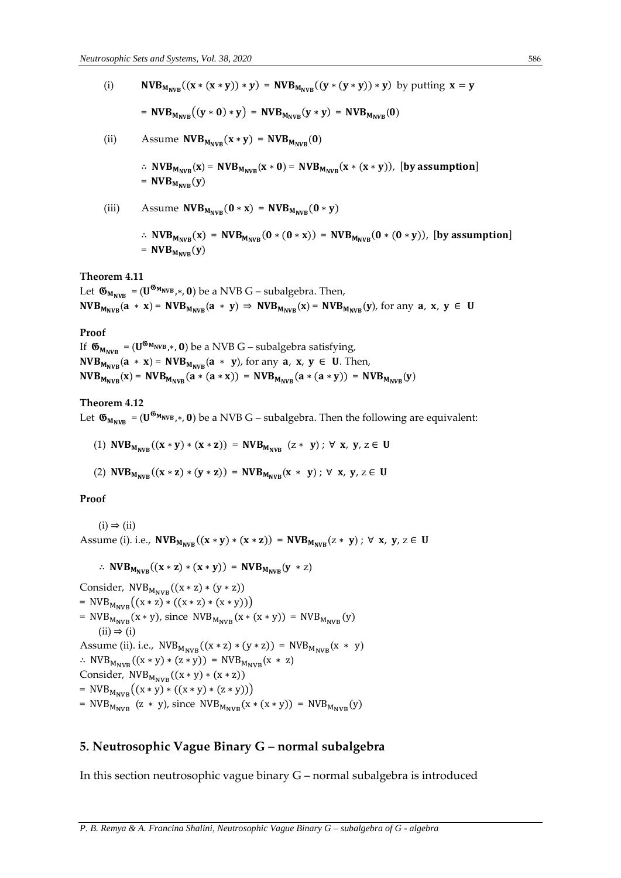(i) $\mathbf{NVB}_{\mathbf{M_{NVB}}}((\mathbf{x} * (\mathbf{x} * \mathbf{y})) * \boldsymbol{y}) = \mathbf{NVB}_{\mathbf{M_{NVB}}}((\mathbf{y} * (\mathbf{y} * \mathbf{y})) * \mathbf{y})$ by putting $\mathbf{x} = \mathbf{y}$

$= \mathbf{NVB}_{\mathbf{M_{NVB}}}((\mathbf{y} * \mathbf{0}) * \mathbf{y}) = \mathbf{NVB}_{\mathbf{M_{NVB}}}(\mathbf{y} * \mathbf{y}) = \mathbf{NVB}_{\mathbf{M_{NVB}}}(\mathbf{0})$

(ii) Assume $\mathbf{NVB}_{\mathbf{M_{NVB}}}(\mathbf{x} * \mathbf{y}) = \mathbf{NVB}_{\mathbf{M_{NVB}}}(\mathbf{0})$

$\therefore \mathbf{NVB}_{\mathbf{M_{NVB}}}(\mathbf{x}) = \mathbf{NVB}_{\mathbf{M_{NVB}}}(\mathbf{x} * \mathbf{0}) = \mathbf{NVB}_{\mathbf{M_{NVB}}}(\mathbf{x} * (\mathbf{x} * \mathbf{y}))$, [**by assumption**]
$= \mathbf{NVB}_{\mathbf{M_{NVB}}}(\boldsymbol{y})$

(iii) Assume $\mathbf{NVB}_{\mathbf{M_{NVB}}}(\mathbf{0} * \mathbf{x}) = \mathbf{NVB}_{\mathbf{M_{NVB}}}(\mathbf{0} * \mathbf{y})$

$\therefore \mathbf{NVB}_{\mathbf{M_{NVB}}}(\mathbf{x}) = \mathbf{NVB}_{\mathbf{M_{NVB}}}(\mathbf{0} * (\mathbf{0} * \mathbf{x})) = \mathbf{NVB}_{\mathbf{M_{NVB}}}(\mathbf{0} * (\mathbf{0} * \mathbf{y}))$, [**by assumption**]
$= \mathbf{NVB}_{\mathbf{M_{NVB}}}(\boldsymbol{y})$

**Theorem 4.11**

Let $\mathfrak{G}_{\mathbf{M_{NVB}}} = (\mathbf{U}^{\mathfrak{G}_{\mathbf{M_{NVB}}}}, *, \mathbf{0})$ be a NVB G – subalgebra. Then,
$\mathbf{NVB}_{\mathbf{M_{NVB}}}(\mathbf{a} * \mathbf{x}) = \mathbf{NVB}_{\mathbf{M_{NVB}}}(\mathbf{a} * \mathbf{y}) \Rightarrow \mathbf{NVB}_{\mathbf{M_{NVB}}}(\mathbf{x}) = \mathbf{NVB}_{\mathbf{M_{NVB}}}(\mathbf{y})$, for any $\mathbf{a}, \mathbf{x}, \mathbf{y} \in \mathbf{U}$

**Proof**

If $\mathfrak{G}_{\mathbf{M_{NVB}}} = (\mathbf{U}^{\mathfrak{G}_{\mathbf{M_{NVB}}}}, *, \mathbf{0})$ be a NVB G – subalgebra satisfying,
$\mathbf{NVB}_{\mathbf{M_{NVB}}}(\mathbf{a} * \mathbf{x}) = \mathbf{NVB}_{\mathbf{M_{NVB}}}(\mathbf{a} * \mathbf{y})$, for any $\mathbf{a}, \mathbf{x}, \mathbf{y} \in \mathbf{U}$. Then,
$\mathbf{NVB}_{\mathbf{M_{NVB}}}(\mathbf{x}) = \mathbf{NVB}_{\mathbf{M_{NVB}}}(\mathbf{a} * (\mathbf{a} * \mathbf{x})) = \mathbf{NVB}_{\mathbf{M_{NVB}}}(\mathbf{a} * (\mathbf{a} * \mathbf{y})) = \mathbf{NVB}_{\mathbf{M_{NVB}}}(\mathbf{y})$

**Theorem 4.12**

Let $\mathfrak{G}_{\mathbf{M_{NVB}}} = (\mathbf{U}^{\mathfrak{G}_{\mathbf{M_{NVB}}}}, *, \mathbf{0})$ be a NVB G – subalgebra. Then the following are equivalent:

(1) $\mathbf{NVB}_{\mathbf{M_{NVB}}}((\mathbf{x} * \mathbf{y}) * (\mathbf{x} * \mathbf{z})) = \mathbf{NVB}_{\mathbf{M_{NVB}}}(z * \mathbf{y})$ ; $\forall\ \mathbf{x}, \mathbf{y}, z \in \mathbf{U}$

(2) $\mathbf{NVB}_{\mathbf{M_{NVB}}}((\mathbf{x} * \mathbf{z}) * (\mathbf{y} * \mathbf{z})) = \mathbf{NVB}_{\mathbf{M_{NVB}}}(\mathbf{x} * \mathbf{y})$ ; $\forall\ \mathbf{x}, \mathbf{y}, z \in \mathbf{U}$

**Proof**

(i) ⇒ (ii)
Assume (i). i.e., $\mathbf{NVB}_{\mathbf{M_{NVB}}}((\mathbf{x} * \mathbf{y}) * (\mathbf{x} * \mathbf{z})) = \mathbf{NVB}_{\mathbf{M_{NVB}}}(z * \mathbf{y})$ ; $\forall\ \mathbf{x}, \mathbf{y}, z \in \mathbf{U}$

$\therefore \mathbf{NVB}_{\mathbf{M_{NVB}}}((\mathbf{x} * \mathbf{z}) * (\mathbf{x} * \mathbf{y})) = \mathbf{NVB}_{\mathbf{M_{NVB}}}(\mathbf{y} * z)$

Consider, $\mathrm{NVB}_{\mathrm{M_{NVB}}}((x * z) * (y * z))$
$= \mathrm{NVB}_{\mathrm{M_{NVB}}}((x * z) * ((x * z) * (x * y)))$
$= \mathrm{NVB}_{\mathrm{M_{NVB}}}(x * y)$, since $\mathrm{NVB}_{\mathrm{M_{NVB}}}(x * (x * y)) = \mathrm{NVB}_{\mathrm{M_{NVB}}}(y)$

(ii) ⇒ (i)
Assume (ii). i.e., $\mathrm{NVB}_{\mathrm{M_{NVB}}}((x * z) * (y * z)) = \mathrm{NVB}_{\mathrm{M_{NVB}}}(x * y)$
$\therefore \mathrm{NVB}_{\mathrm{M_{NVB}}}((x * y) * (z * y)) = \mathrm{NVB}_{\mathrm{M_{NVB}}}(x * z)$
Consider, $\mathrm{NVB}_{\mathrm{M_{NVB}}}((x * y) * (x * z))$
$= \mathrm{NVB}_{\mathrm{M_{NVB}}}((x * y) * ((x * y) * (z * y)))$
$= \mathrm{NVB}_{\mathrm{M_{NVB}}}(z * y)$, since $\mathrm{NVB}_{\mathrm{M_{NVB}}}(x * (x * y)) = \mathrm{NVB}_{\mathrm{M_{NVB}}}(y)$

## 5. Neutrosophic Vague Binary G – normal subalgebra

In this section neutrosophic vague binary G – normal subalgebra is introduced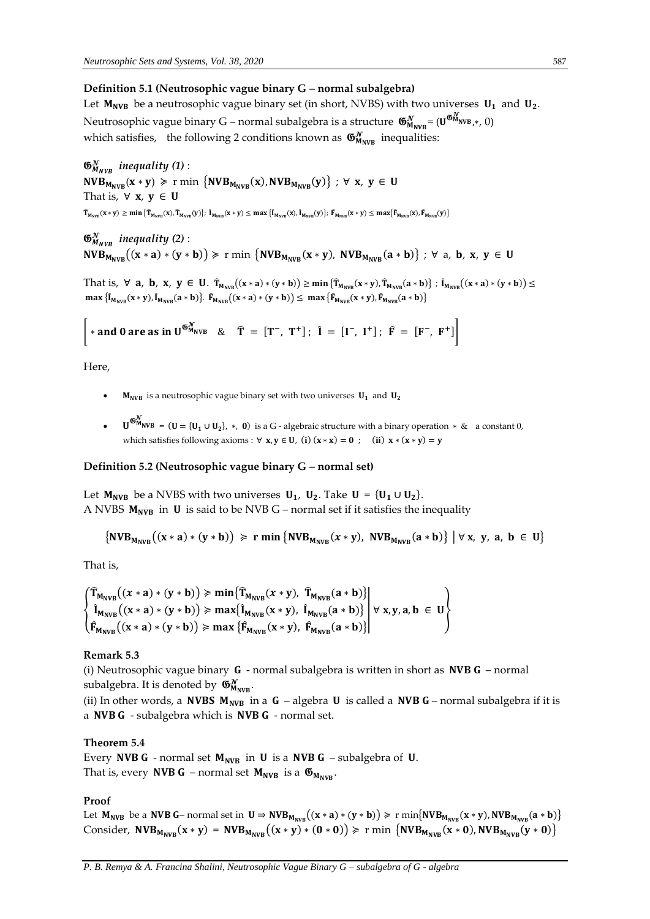### Definition 5.1 (Neutrosophic vague binary G – normal subalgebra)

Let $\mathbf{M_{NVB}}$ be a neutrosophic vague binary set (in short, NVBS) with two universes $\mathbf{U_1}$ and $\mathbf{U_2}$. Neutrosophic vague binary G – normal subalgebra is a structure $\mathfrak{G}^{\mathcal{N}}_{\mathbf{M_{NVB}}} = (\mathbf{U}^{\mathfrak{G}^{\mathcal{N}}_{\mathbf{M_{NVB}}}}, *, 0)$ which satisfies, the following 2 conditions known as $\mathfrak{G}^{\mathcal{N}}_{\mathbf{M_{NVB}}}$ inequalities:

$\mathfrak{G}^{\mathcal{N}}_{M_{NVB}}$ *inequality (1)* :

$\mathbf{NVB_{M_{NVB}}(x * y) \succcurlyeq}$ r min $\{\mathbf{NVB_{M_{NVB}}(x), NVB_{M_{NVB}}(y)}\}$ ; $\forall$ $\mathbf{x, y \in U}$

That is, $\forall$ $\mathbf{x, y \in U}$

$\hat{\mathbf{T}}_{\mathbf{M_{NVB}}}(\mathbf{x * y}) \geq \mathbf{min}\{\hat{\mathbf{T}}_{\mathbf{M_{NVB}}}(\mathbf{x}), \hat{\mathbf{T}}_{\mathbf{M_{NVB}}}(\mathbf{y})\}$; $\hat{\mathbf{I}}_{\mathbf{M_{NVB}}}(\mathbf{x * y}) \leq \mathbf{max}\{\hat{\mathbf{I}}_{\mathbf{M_{NVB}}}(\mathbf{x}), \hat{\mathbf{I}}_{\mathbf{M_{NVB}}}(\mathbf{y})\}$; $\hat{\mathbf{F}}_{\mathbf{M_{NVB}}}(\mathbf{x * y}) \leq \mathbf{max}\{\hat{\mathbf{F}}_{\mathbf{M_{NVB}}}(\mathbf{x}), \hat{\mathbf{F}}_{\mathbf{M_{NVB}}}(\mathbf{y})\}$

$\mathfrak{G}^{\mathcal{N}}_{M_{NVB}}$ *inequality (2)* :

$\mathbf{NVB_{M_{NVB}}((x * a) * (y * b)) \succcurlyeq}$ r min $\{\mathbf{NVB_{M_{NVB}}(x * y), NVB_{M_{NVB}}(a * b)}\}$ ; $\forall$ a, $\mathbf{b, x, y \in U}$

That is, $\forall$ $\mathbf{a, b, x, y \in U}$. $\hat{\mathbf{T}}_{\mathbf{M_{NVB}}}((\mathbf{x * a}) * (\mathbf{y * b})) \geq \mathbf{min}\{\hat{\mathbf{T}}_{\mathbf{M_{NVB}}}(\mathbf{x * y}), \hat{\mathbf{T}}_{\mathbf{M_{NVB}}}(\mathbf{a * b})\}$ ; $\hat{\mathbf{I}}_{\mathbf{M_{NVB}}}((\mathbf{x * a}) * (\mathbf{y * b})) \leq \mathbf{max}\{\hat{\mathbf{I}}_{\mathbf{M_{NVB}}}(\mathbf{x * y}), \hat{\mathbf{I}}_{\mathbf{M_{NVB}}}(\mathbf{a * b})\}$. $\hat{\mathbf{F}}_{\mathbf{M_{NVB}}}((\mathbf{x * a}) * (\mathbf{y * b})) \leq \mathbf{max}\{\hat{\mathbf{F}}_{\mathbf{M_{NVB}}}(\mathbf{x * y}), \hat{\mathbf{F}}_{\mathbf{M_{NVB}}}(\mathbf{a * b})\}$

$$\left[ * \textbf{ and 0 are as in } \mathbf{U}^{\mathfrak{G}^{\mathcal{N}}_{\mathbf{M_{NVB}}}} \quad \& \quad \hat{\mathbf{T}} = [\mathbf{T}^-, \mathbf{T}^+] ; \ \hat{\mathbf{I}} = [\mathbf{I}^-, \mathbf{I}^+] ; \ \hat{\mathbf{F}} = [\mathbf{F}^-, \mathbf{F}^+] \right]$$

Here,

- $\mathbf{M_{NVB}}$ is a neutrosophic vague binary set with two universes $\mathbf{U_1}$ and $\mathbf{U_2}$
- $\mathbf{U}^{\mathfrak{G}^{\mathcal{N}}_{\mathbf{M_{NVB}}}} = (\mathbf{U} = \{\mathbf{U_1 \cup U_2}\}, *, \mathbf{0})$ is a G - algebraic structure with a binary operation $*$ & a constant 0, which satisfies following axioms : $\forall$ $\mathbf{x, y \in U}$, (i) $(\mathbf{x * x}) = \mathbf{0}$ ; (ii) $\mathbf{x * (x * y) = y}$

### Definition 5.2 (Neutrosophic vague binary G – normal set)

Let $\mathbf{M_{NVB}}$ be a NVBS with two universes $\mathbf{U_1}$, $\mathbf{U_2}$. Take $\mathbf{U} = \{\mathbf{U_1 \cup U_2}\}$.
A NVBS $\mathbf{M_{NVB}}$ in $\mathbf{U}$ is said to be NVB G – normal set if it satisfies the inequality

$$\left\{\mathbf{NVB_{M_{NVB}}((x * a) * (y * b)) \succcurlyeq r \ min \{NVB_{M_{NVB}}(\mathit{x} * y), \ NVB_{M_{NVB}}(a * b)\}} \ \middle| \ \forall \mathbf{x, y, a, b \in U}\right\}$$

That is,

$$\left\{\begin{matrix} \hat{\mathbf{T}}_{\mathbf{M_{NVB}}}((\mathit{x} * \mathbf{a}) * (\mathbf{y * b})) \succcurlyeq \mathbf{min}\{\hat{\mathbf{T}}_{\mathbf{M_{NVB}}}(\mathit{x} * \mathbf{y}), \ \hat{\mathbf{T}}_{\mathbf{M_{NVB}}}(\mathbf{a * b})\} \\ \hat{\mathbf{I}}_{\mathbf{M_{NVB}}}((\mathbf{x * a}) * (\mathbf{y * b})) \succcurlyeq \mathbf{max}\{\hat{\mathbf{I}}_{\mathbf{M_{NVB}}}(\mathit{x} * \mathbf{y}), \ \hat{\mathbf{I}}_{\mathbf{M_{NVB}}}(\mathbf{a * b})\} \\ \hat{\mathbf{F}}_{\mathbf{M_{NVB}}}((\mathbf{x * a}) * (\mathbf{y * b})) \succcurlyeq \mathbf{max}\{\hat{\mathbf{F}}_{\mathbf{M_{NVB}}}(\mathbf{x * y}), \ \hat{\mathbf{F}}_{\mathbf{M_{NVB}}}(\mathbf{a * b})\} \end{matrix} \ \middle| \ \forall \mathbf{x, y, a, b \in U} \right\}$$

### Remark 5.3

(i) Neutrosophic vague binary **G** - normal subalgebra is written in short as **NVB G** – normal subalgebra. It is denoted by $\mathfrak{G}^{\mathcal{N}}_{\mathbf{M_{NVB}}}$.

(ii) In other words, a **NVBS** $\mathbf{M_{NVB}}$ in a **G** – algebra **U** is called a **NVB G** – normal subalgebra if it is a **NVB G** - subalgebra which is **NVB G** - normal set.

### Theorem 5.4

Every **NVB G** - normal set $\mathbf{M_{NVB}}$ in **U** is a **NVB G** – subalgebra of **U**.
That is, every **NVB G** – normal set $\mathbf{M_{NVB}}$ is a $\mathfrak{G}_{\mathbf{M_{NVB}}}$.

### Proof

Let $\mathbf{M_{NVB}}$ be a **NVB G**– normal set in $\mathbf{U \Rightarrow NVB_{M_{NVB}}((x * a) * (y * b)) \succcurlyeq}$ r min$\{\mathbf{NVB_{M_{NVB}}(x * y), NVB_{M_{NVB}}(a * b)}\}$

Consider, $\mathbf{NVB_{M_{NVB}}(x * y) = NVB_{M_{NVB}}((x * y) * (0 * 0)) \succcurlyeq}$ r min $\{\mathbf{NVB_{M_{NVB}}(x * 0), NVB_{M_{NVB}}(y * 0)}\}$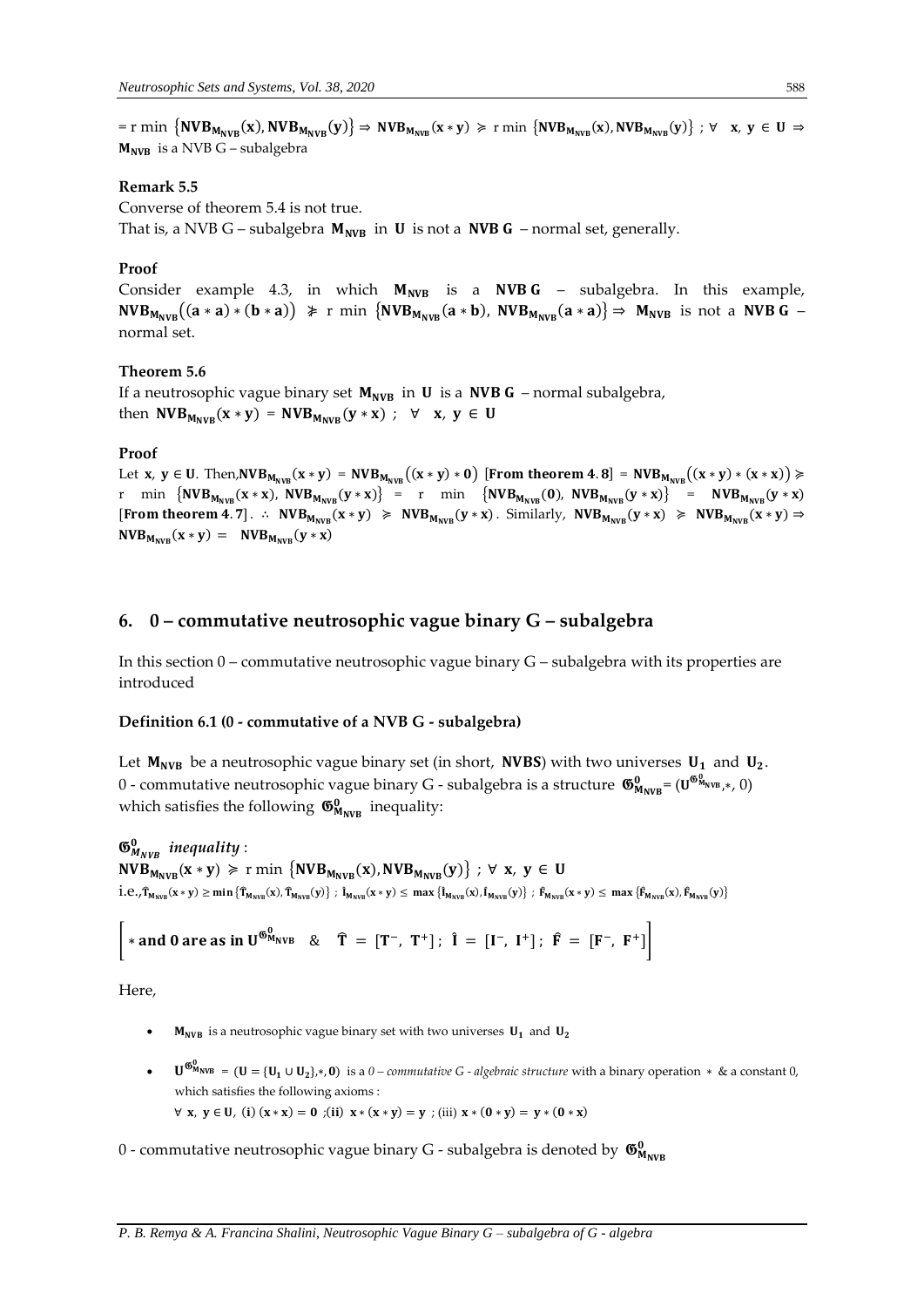$= \text{r min } \{\mathbf{NVB_{M_{NVB}}(x), NVB_{M_{NVB}}(y)}\} \Rightarrow \mathbf{NVB_{M_{NVB}}(x * y)} \succcurlyeq \text{r min } \{\mathbf{NVB_{M_{NVB}}(x), NVB_{M_{NVB}}(y)}\}$ ; $\forall$ $\mathbf{x, y \in U} \Rightarrow$ $\mathbf{M_{NVB}}$ is a NVB G – subalgebra

**Remark 5.5**

Converse of theorem 5.4 is not true.

That is, a NVB G – subalgebra $\mathbf{M_{NVB}}$ in $\mathbf{U}$ is not a **NVB G** – normal set, generally.

**Proof**

Consider example 4.3, in which $\mathbf{M_{NVB}}$ is a **NVB G** – subalgebra. In this example, $\mathbf{NVB_{M_{NVB}}((a * a) * (b * a))} \not\succcurlyeq \text{r min } \{\mathbf{NVB_{M_{NVB}}(a * b), NVB_{M_{NVB}}(a * a)}\} \Rightarrow \mathbf{M_{NVB}}$ is not a **NVB G** – normal set.

**Theorem 5.6**

If a neutrosophic vague binary set $\mathbf{M_{NVB}}$ in $\mathbf{U}$ is a **NVB G** – normal subalgebra, then $\mathbf{NVB_{M_{NVB}}(x * y) = NVB_{M_{NVB}}(y * x)}$ ; $\forall$ $\mathbf{x, y \in U}$

**Proof**

Let $\mathbf{x, y \in U}$. Then, $\mathbf{NVB_{M_{NVB}}(x * y) = NVB_{M_{NVB}}((x * y) * 0)}$ [**From theorem 4.8**] $= \mathbf{NVB_{M_{NVB}}((x * y) * (x * x))} \succcurlyeq$ r min $\{\mathbf{NVB_{M_{NVB}}(x * x), NVB_{M_{NVB}}(y * x)}\}$ = r min $\{\mathbf{NVB_{M_{NVB}}(0), NVB_{M_{NVB}}(y * x)}\}$ = $\mathbf{NVB_{M_{NVB}}(y * x)}$ [**From theorem 4.7**]. $\therefore$ $\mathbf{NVB_{M_{NVB}}(x * y)} \succcurlyeq \mathbf{NVB_{M_{NVB}}(y * x)}$. Similarly, $\mathbf{NVB_{M_{NVB}}(y * x)} \succcurlyeq \mathbf{NVB_{M_{NVB}}(x * y)} \Rightarrow$ $\mathbf{NVB_{M_{NVB}}(x * y) = NVB_{M_{NVB}}(y * x)}$

## 6. 0 – commutative neutrosophic vague binary G – subalgebra

In this section 0 – commutative neutrosophic vague binary G – subalgebra with its properties are introduced

**Definition 6.1 (0 - commutative of a NVB G - subalgebra)**

Let $\mathbf{M_{NVB}}$ be a neutrosophic vague binary set (in short, **NVBS**) with two universes $\mathbf{U_1}$ and $\mathbf{U_2}$.

0 - commutative neutrosophic vague binary G - subalgebra is a structure $\mathfrak{G}^{0}_{\mathbf{M_{NVB}}} = (\mathbf{U}^{\mathfrak{G}^{0}_{M_{NVB}}}, *, 0)$ which satisfies the following $\mathfrak{G}^{0}_{\mathbf{M_{NVB}}}$ inequality:

$\mathfrak{G}^{0}_{M_{NVB}}$ *inequality* :

$\mathbf{NVB_{M_{NVB}}(x * y)} \succcurlyeq \text{r min } \{\mathbf{NVB_{M_{NVB}}(x), NVB_{M_{NVB}}(y)}\}$ ; $\forall$ $\mathbf{x, y \in U}$

i.e., $\hat{\mathbf{T}}_{\mathbf{M_{NVB}}}(\mathbf{x * y}) \geq \min \{\hat{\mathbf{T}}_{\mathbf{M_{NVB}}}(\mathbf{x}), \hat{\mathbf{T}}_{\mathbf{M_{NVB}}}(\mathbf{y})\}$ ; $\hat{\mathbf{I}}_{\mathbf{M_{NVB}}}(\mathbf{x * y}) \leq \max \{\hat{\mathbf{I}}_{\mathbf{M_{NVB}}}(\mathbf{x}), \hat{\mathbf{I}}_{\mathbf{M_{NVB}}}(\mathbf{y})\}$ ; $\hat{\mathbf{F}}_{\mathbf{M_{NVB}}}(\mathbf{x * y}) \leq \max \{\hat{\mathbf{F}}_{\mathbf{M_{NVB}}}(\mathbf{x}), \hat{\mathbf{F}}_{\mathbf{M_{NVB}}}(\mathbf{y})\}$

$$\left[ * \textbf{ and 0 are as in } \mathbf{U}^{\mathfrak{G}^{0}_{M_{NVB}}} \quad \& \quad \hat{\mathbf{T}} = [\mathbf{T^-}, \mathbf{T^+}] ; \; \hat{\mathbf{I}} = [\mathbf{I^-}, \mathbf{I^+}] ; \; \hat{\mathbf{F}} = [\mathbf{F^-}, \mathbf{F^+}] \right]$$

Here,

- $\mathbf{M_{NVB}}$ is a neutrosophic vague binary set with two universes $\mathbf{U_1}$ and $\mathbf{U_2}$
- $\mathbf{U}^{\mathfrak{G}^{0}_{M_{NVB}}} = (\mathbf{U} = \{\mathbf{U_1 \cup U_2}\}, *, \mathbf{0})$ is a *0 – commutative G - algebraic structure* with a binary operation $*$ & a constant 0, which satisfies the following axioms :

  $\forall$ $\mathbf{x, y \in U}$, **(i)** $\mathbf{(x * x) = 0}$ ;**(ii)** $\mathbf{x * (x * y) = y}$ ; (iii) $\mathbf{x * (0 * y) = y * (0 * x)}$

0 - commutative neutrosophic vague binary G - subalgebra is denoted by $\mathfrak{G}^{0}_{\mathbf{M_{NVB}}}$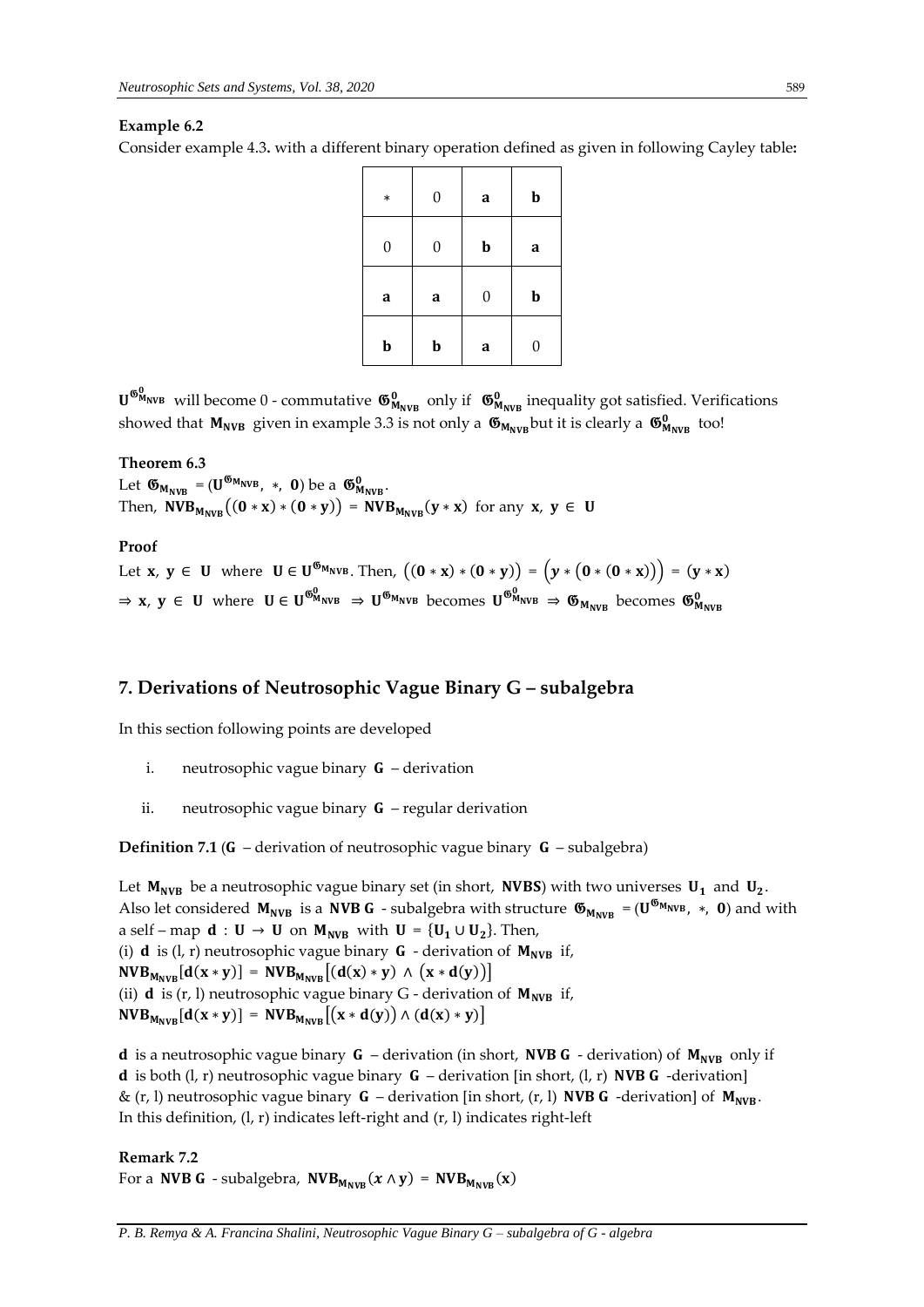**Example 6.2**

Consider example 4.3**.** with a different binary operation defined as given in following Cayley table**:**

| $*$ | 0 | **a** | **b** |
|---|---|---|---|
| 0 | 0 | **b** | **a** |
| **a** | **a** | 0 | **b** |
| **b** | **b** | **a** | 0 |

$\mathbf{U}^{\mathfrak{G}^0_{\mathbf{M_{NVB}}}}$ will become 0 - commutative $\mathfrak{G}^0_{\mathbf{M_{NVB}}}$ only if $\mathfrak{G}^0_{\mathbf{M_{NVB}}}$ inequality got satisfied. Verifications showed that $\mathbf{M_{NVB}}$ given in example 3.3 is not only a $\mathfrak{G}_{\mathbf{M_{NVB}}}$ but it is clearly a $\mathfrak{G}^0_{\mathbf{M_{NVB}}}$ too!

**Theorem 6.3**

Let $\mathfrak{G}_{\mathbf{M_{NVB}}} = (\mathbf{U}^{\mathfrak{G}_{\mathbf{M_{NVB}}}},\ *,\ \mathbf{0})$ be a $\mathfrak{G}^0_{\mathbf{M_{NVB}}}$.

Then, $\mathbf{NVB}_{\mathbf{M_{NVB}}}\big((\mathbf{0} * \mathbf{x}) * (\mathbf{0} * \mathbf{y})\big) = \mathbf{NVB}_{\mathbf{M_{NVB}}}(\mathbf{y} * \mathbf{x})$ for any $\mathbf{x},\ \mathbf{y} \in \mathbf{U}$

**Proof**

Let $\mathbf{x},\ \mathbf{y} \in \mathbf{U}$ where $\mathbf{U} \in \mathbf{U}^{\mathfrak{G}_{\mathbf{M_{NVB}}}}$. Then, $\big((\mathbf{0} * \mathbf{x}) * (\mathbf{0} * \mathbf{y})\big) = \big(y * (\mathbf{0} * (\mathbf{0} * \mathbf{x}))\big) = (\mathbf{y} * \mathbf{x})$

$\Rightarrow \mathbf{x},\ \mathbf{y} \in \mathbf{U}$ where $\mathbf{U} \in \mathbf{U}^{\mathfrak{G}^0_{\mathbf{M_{NVB}}}} \Rightarrow \mathbf{U}^{\mathfrak{G}_{\mathbf{M_{NVB}}}}$ becomes $\mathbf{U}^{\mathfrak{G}^0_{\mathbf{M_{NVB}}}} \Rightarrow \mathfrak{G}_{\mathbf{M_{NVB}}}$ becomes $\mathfrak{G}^0_{\mathbf{M_{NVB}}}$

## 7. Derivations of Neutrosophic Vague Binary G – subalgebra

In this section following points are developed

i. neutrosophic vague binary $\mathbf{G}$ – derivation

ii. neutrosophic vague binary $\mathbf{G}$ – regular derivation

**Definition 7.1** ($\mathbf{G}$ – derivation of neutrosophic vague binary $\mathbf{G}$ – subalgebra)

Let $\mathbf{M_{NVB}}$ be a neutrosophic vague binary set (in short, **NVBS**) with two universes $\mathbf{U_1}$ and $\mathbf{U_2}$. Also let considered $\mathbf{M_{NVB}}$ is a **NVB G** - subalgebra with structure $\mathfrak{G}_{\mathbf{M_{NVB}}} = (\mathbf{U}^{\mathfrak{G}_{\mathbf{M_{NVB}}}},\ *,\ \mathbf{0})$ and with a self – map $\mathbf{d} : \mathbf{U} \to \mathbf{U}$ on $\mathbf{M_{NVB}}$ with $\mathbf{U} = \{\mathbf{U_1} \cup \mathbf{U_2}\}$. Then,

(i) $\mathbf{d}$ is (l, r) neutrosophic vague binary $\mathbf{G}$ - derivation of $\mathbf{M_{NVB}}$ if,

$\mathbf{NVB}_{\mathbf{M_{NVB}}}[\mathbf{d}(\mathbf{x} * \mathbf{y})] = \mathbf{NVB}_{\mathbf{M_{NVB}}}\big[(\mathbf{d}(\mathbf{x}) * \mathbf{y}) \wedge (\mathbf{x} * \mathbf{d}(\mathbf{y}))\big]$

(ii) $\mathbf{d}$ is (r, l) neutrosophic vague binary G - derivation of $\mathbf{M_{NVB}}$ if,

$\mathbf{NVB}_{\mathbf{M_{NVB}}}[\mathbf{d}(\mathbf{x} * \mathbf{y})] = \mathbf{NVB}_{\mathbf{M_{NVB}}}\big[(\mathbf{x} * \mathbf{d}(\mathbf{y})) \wedge (\mathbf{d}(\mathbf{x}) * \mathbf{y})\big]$

$\mathbf{d}$ is a neutrosophic vague binary $\mathbf{G}$ – derivation (in short, **NVB G** - derivation) of $\mathbf{M_{NVB}}$ only if $\mathbf{d}$ is both (l, r) neutrosophic vague binary $\mathbf{G}$ – derivation [in short, (l, r) **NVB G** -derivation] & (r, l) neutrosophic vague binary $\mathbf{G}$ – derivation [in short, (r, l) **NVB G** -derivation] of $\mathbf{M_{NVB}}$.

In this definition, (l, r) indicates left-right and (r, l) indicates right-left

**Remark 7.2**

For a **NVB G** - subalgebra, $\mathbf{NVB}_{\mathbf{M_{NVB}}}(x \wedge \mathbf{y}) = \mathbf{NVB}_{\mathbf{M_{NVB}}}(\mathbf{x})$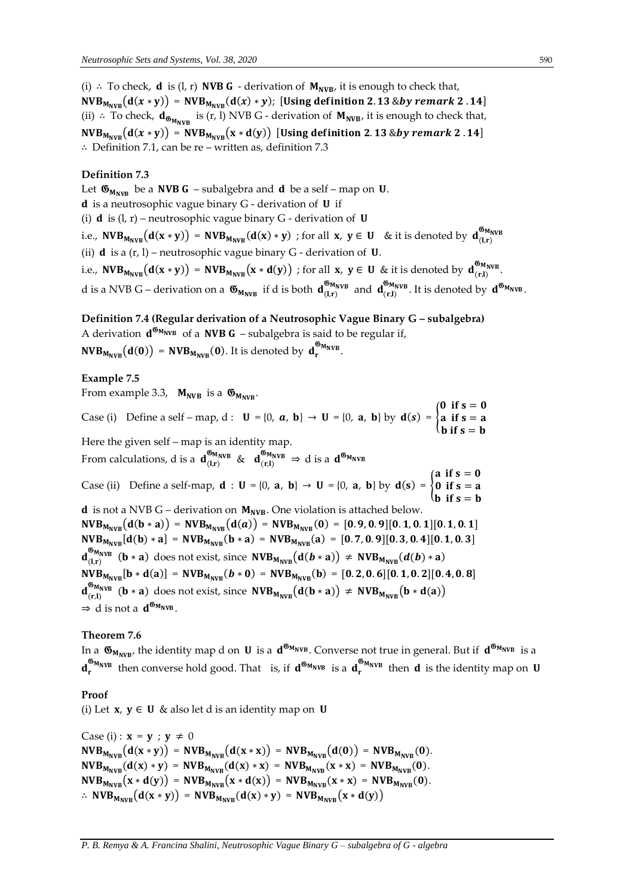(i) ∴ To check, $\mathbf{d}$ is (l, r) **NVB G** - derivation of $\mathbf{M_{NVB}}$, it is enough to check that,
$\mathbf{NVB_{M_{NVB}}(d(x * y)) = NVB_{M_{NVB}}(d(x) * y)}$; [**Using definition 2.13** & ***by remark 2.14***]
(ii) ∴ To check, $\mathbf{d_{\mathfrak{G}_{M_{NVB}}}}$ is (r, l) NVB G - derivation of $\mathbf{M_{NVB}}$, it is enough to check that,
$\mathbf{NVB_{M_{NVB}}(d(x * y)) = NVB_{M_{NVB}}(x * d(y))}$ [**Using definition 2.13** & ***by remark 2.14***]
∴ Definition 7.1, can be re – written as, definition 7.3

**Definition 7.3**

Let $\mathbf{\mathfrak{G}_{M_{NVB}}}$ be a **NVB G** – subalgebra and $\mathbf{d}$ be a self – map on $\mathbf{U}$.
$\mathbf{d}$ is a neutrosophic vague binary G - derivation of $\mathbf{U}$ if
(i) $\mathbf{d}$ is (l, r) – neutrosophic vague binary G - derivation of $\mathbf{U}$
i.e., $\mathbf{NVB_{M_{NVB}}(d(x * y)) = NVB_{M_{NVB}}(d(x) * y)}$ ; for all $\mathbf{x, y \in U}$ & it is denoted by $\mathbf{d_{(l,r)}^{\mathfrak{G}_{M_{NVB}}}}$
(ii) $\mathbf{d}$ is a (r, l) – neutrosophic vague binary G - derivation of $\mathbf{U}$.
i.e., $\mathbf{NVB_{M_{NVB}}(d(x * y)) = NVB_{M_{NVB}}(x * d(y))}$ ; for all $\mathbf{x, y \in U}$ & it is denoted by $\mathbf{d_{(r,l)}^{\mathfrak{G}_{M_{NVB}}}}$.
d is a NVB G – derivation on a $\mathbf{\mathfrak{G}_{M_{NVB}}}$ if d is both $\mathbf{d_{(l,r)}^{\mathfrak{G}_{M_{NVB}}}}$ and $\mathbf{d_{(r,l)}^{\mathfrak{G}_{M_{NVB}}}}$. It is denoted by $\mathbf{d^{\mathfrak{G}_{M_{NVB}}}}$.

**Definition 7.4 (Regular derivation of a Neutrosophic Vague Binary G – subalgebra)**

A derivation $\mathbf{d^{\mathfrak{G}_{M_{NVB}}}}$ of a **NVB G** – subalgebra is said to be regular if,
$\mathbf{NVB_{M_{NVB}}(d(0)) = NVB_{M_{NVB}}(0)}$. It is denoted by $\mathbf{d_r^{\mathfrak{G}_{M_{NVB}}}}$.

**Example 7.5**

From example 3.3, $\mathbf{M_{NVB}}$ is a $\mathbf{\mathfrak{G}_{M_{NVB}}}$.

Case (i) Define a self – map, d : $\mathbf{U}$ = {0, $\boldsymbol{a}$, $\mathbf{b}$} → $\mathbf{U}$ = {0, $\mathbf{a}$, $\mathbf{b}$} by $\mathbf{d}(\boldsymbol{s}) = \begin{cases} \mathbf{0 \ \text{if} \ s = 0} \\ \mathbf{a \ \text{if} \ s = a} \\ \mathbf{b \ \text{if} \ s = b} \end{cases}$

Here the given self – map is an identity map.
From calculations, d is a $\mathbf{d_{(l,r)}^{\mathfrak{G}_{M_{NVB}}}}$ & $\mathbf{d_{(r,l)}^{\mathfrak{G}_{M_{NVB}}}}$ ⇒ d is a $\mathbf{d^{\mathfrak{G}_{M_{NVB}}}}$

Case (ii) Define a self-map, $\mathbf{d}$ : $\mathbf{U}$ = {0, $\mathbf{a}$, $\mathbf{b}$} → $\mathbf{U}$ = {0, $\mathbf{a}$, $\mathbf{b}$} by $\mathbf{d(s)} = \begin{cases} \mathbf{a \ \text{if} \ s = 0} \\ \mathbf{0 \ \text{if} \ s = a} \\ \mathbf{b \ \text{if} \ s = b} \end{cases}$

$\mathbf{d}$ is not a NVB G – derivation on $\mathbf{M_{NVB}}$. One violation is attached below.
$\mathbf{NVB_{M_{NVB}}(d(b * a)) = NVB_{M_{NVB}}(d(\boldsymbol{a})) = NVB_{M_{NVB}}(0) = [0.9, 0.9][0.1, 0.1][0.1, 0.1]}$
$\mathbf{NVB_{M_{NVB}}[d(b) * a] = NVB_{M_{NVB}}(b * a) = NVB_{M_{NVB}}(a) = [0.7, 0.9][0.3, 0.4][0.1, 0.3]}$
$\mathbf{d_{(l,r)}^{\mathfrak{G}_{M_{NVB}}}}$ $\mathbf{(b * a)}$ does not exist, since $\mathbf{NVB_{M_{NVB}}(d(\boldsymbol{b} * a)) \neq NVB_{M_{NVB}}(\boldsymbol{d(b)} * a)}$
$\mathbf{NVB_{M_{NVB}}[b * d(a)] = NVB_{M_{NVB}}(\boldsymbol{b} * 0) = NVB_{M_{NVB}}(b) = [0.2, 0.6][0.1, 0.2][0.4, 0.8]}$
$\mathbf{d_{(r,l)}^{\mathfrak{G}_{M_{NVB}}}}$ $\mathbf{(b * a)}$ does not exist, since $\mathbf{NVB_{M_{NVB}}(d(b * a)) \neq NVB_{M_{NVB}}(b * d(a))}$
⇒ d is not a $\mathbf{d^{\mathfrak{G}_{M_{NVB}}}}$.

**Theorem 7.6**

In a $\mathbf{\mathfrak{G}_{M_{NVB}}}$, the identity map d on $\mathbf{U}$ is a $\mathbf{d^{\mathfrak{G}_{M_{NVB}}}}$. Converse not true in general. But if $\mathbf{d^{\mathfrak{G}_{M_{NVB}}}}$ is a $\mathbf{d_r^{\mathfrak{G}_{M_{NVB}}}}$ then converse hold good. That is, if $\mathbf{d^{\mathfrak{G}_{M_{NVB}}}}$ is a $\mathbf{d_r^{\mathfrak{G}_{M_{NVB}}}}$ then $\mathbf{d}$ is the identity map on $\mathbf{U}$

**Proof**

(i) Let $\mathbf{x, y \in U}$ & also let d is an identity map on $\mathbf{U}$

Case (i) : $\mathbf{x = y}$ ; $\mathbf{y} \neq 0$
$\mathbf{NVB_{M_{NVB}}(d(x * y)) = NVB_{M_{NVB}}(d(x * x)) = NVB_{M_{NVB}}(d(0)) = NVB_{M_{NVB}}(0)}$.
$\mathbf{NVB_{M_{NVB}}(d(x) * y) = NVB_{M_{NVB}}(d(x) * x) = NVB_{M_{NVB}}(x * x) = NVB_{M_{NVB}}(0)}$.
$\mathbf{NVB_{M_{NVB}}(x * d(y)) = NVB_{M_{NVB}}(x * d(x)) = NVB_{M_{NVB}}(x * x) = NVB_{M_{NVB}}(0)}$.
∴ $\mathbf{NVB_{M_{NVB}}(d(x * y)) = NVB_{M_{NVB}}(d(x) * y) = NVB_{M_{NVB}}(x * d(y))}$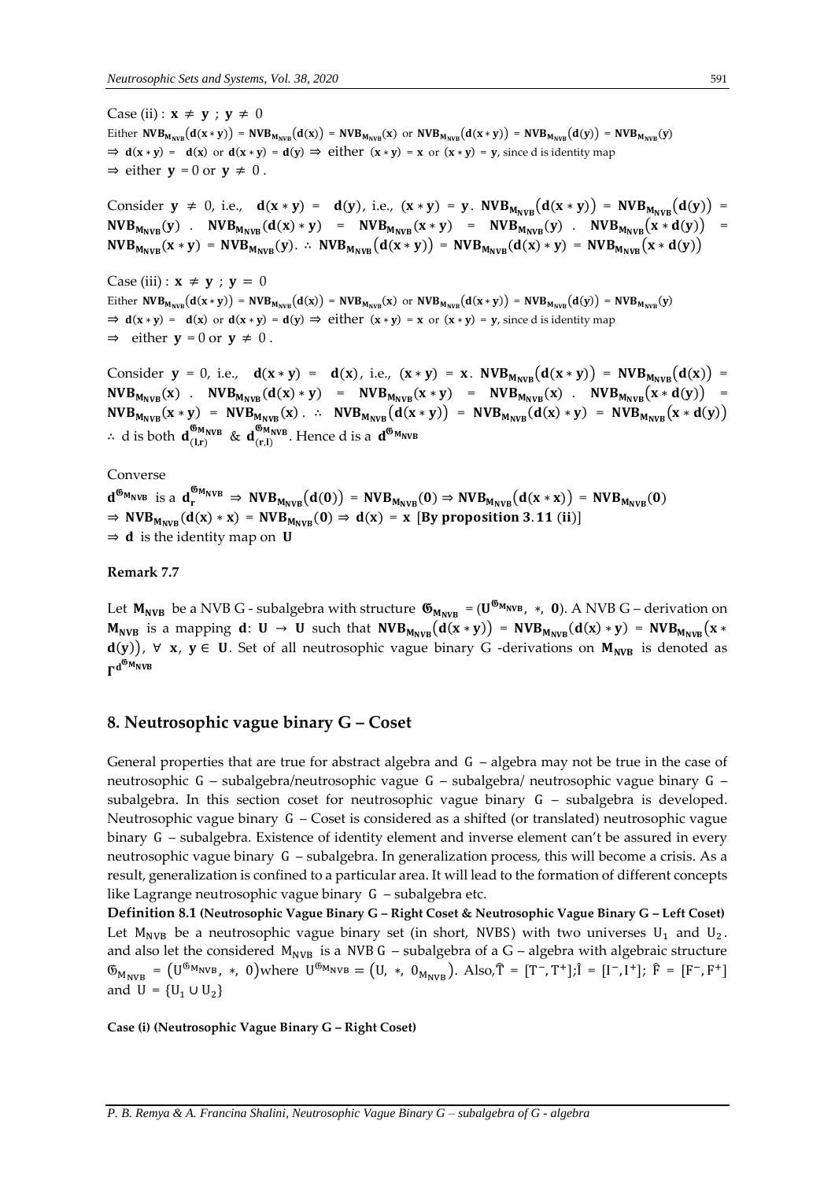Case (ii) : $\mathbf{x} \neq \mathbf{y}$ ; $\mathbf{y} \neq 0$

Either $\mathbf{NVB}_{\mathbf{M}_{\mathbf{NVB}}}(\mathbf{d}(\mathbf{x}*\mathbf{y})) = \mathbf{NVB}_{\mathbf{M}_{\mathbf{NVB}}}(\mathbf{d}(\mathbf{x})) = \mathbf{NVB}_{\mathbf{M}_{\mathbf{NVB}}}(\mathbf{x})$ or $\mathbf{NVB}_{\mathbf{M}_{\mathbf{NVB}}}(\mathbf{d}(\mathbf{x}*\mathbf{y})) = \mathbf{NVB}_{\mathbf{M}_{\mathbf{NVB}}}(\mathbf{d}(\mathbf{y})) = \mathbf{NVB}_{\mathbf{M}_{\mathbf{NVB}}}(\mathbf{y})$

$\Rightarrow \mathbf{d}(\mathbf{x}*\mathbf{y}) = \mathbf{d}(\mathbf{x})$ or $\mathbf{d}(\mathbf{x}*\mathbf{y}) = \mathbf{d}(\mathbf{y}) \Rightarrow$ either $(\mathbf{x}*\mathbf{y}) = \mathbf{x}$ or $(\mathbf{x}*\mathbf{y}) = \mathbf{y}$, since d is identity map

$\Rightarrow$ either $\mathbf{y} = 0$ or $\mathbf{y} \neq 0$ .

Consider $\mathbf{y} \neq 0$, i.e., $\mathbf{d}(\mathbf{x}*\mathbf{y}) = \mathbf{d}(\mathbf{y})$, i.e., $(\mathbf{x}*\mathbf{y}) = \mathbf{y}$. $\mathbf{NVB}_{\mathbf{M}_{\mathbf{NVB}}}(\mathbf{d}(\mathbf{x}*\mathbf{y})) = \mathbf{NVB}_{\mathbf{M}_{\mathbf{NVB}}}(\mathbf{d}(\mathbf{y})) = \mathbf{NVB}_{\mathbf{M}_{\mathbf{NVB}}}(\mathbf{y})$ . $\mathbf{NVB}_{\mathbf{M}_{\mathbf{NVB}}}(\mathbf{d}(\mathbf{x})*\mathbf{y}) = \mathbf{NVB}_{\mathbf{M}_{\mathbf{NVB}}}(\mathbf{x}*\mathbf{y}) = \mathbf{NVB}_{\mathbf{M}_{\mathbf{NVB}}}(\mathbf{y})$ . $\mathbf{NVB}_{\mathbf{M}_{\mathbf{NVB}}}(\mathbf{x}*\mathbf{d}(\mathbf{y})) = \mathbf{NVB}_{\mathbf{M}_{\mathbf{NVB}}}(\mathbf{x}*\mathbf{y}) = \mathbf{NVB}_{\mathbf{M}_{\mathbf{NVB}}}(\mathbf{y})$. $\therefore$ $\mathbf{NVB}_{\mathbf{M}_{\mathbf{NVB}}}(\mathbf{d}(\mathbf{x}*\mathbf{y})) = \mathbf{NVB}_{\mathbf{M}_{\mathbf{NVB}}}(\mathbf{d}(\mathbf{x})*\mathbf{y}) = \mathbf{NVB}_{\mathbf{M}_{\mathbf{NVB}}}(\mathbf{x}*\mathbf{d}(\mathbf{y}))$

Case (iii) : $\mathbf{x} \neq \mathbf{y}$ ; $\mathbf{y} = 0$

Either $\mathbf{NVB}_{\mathbf{M}_{\mathbf{NVB}}}(\mathbf{d}(\mathbf{x}*\mathbf{y})) = \mathbf{NVB}_{\mathbf{M}_{\mathbf{NVB}}}(\mathbf{d}(\mathbf{x})) = \mathbf{NVB}_{\mathbf{M}_{\mathbf{NVB}}}(\mathbf{x})$ or $\mathbf{NVB}_{\mathbf{M}_{\mathbf{NVB}}}(\mathbf{d}(\mathbf{x}*\mathbf{y})) = \mathbf{NVB}_{\mathbf{M}_{\mathbf{NVB}}}(\mathbf{d}(\mathbf{y})) = \mathbf{NVB}_{\mathbf{M}_{\mathbf{NVB}}}(\mathbf{y})$

$\Rightarrow \mathbf{d}(\mathbf{x}*\mathbf{y}) = \mathbf{d}(\mathbf{x})$ or $\mathbf{d}(\mathbf{x}*\mathbf{y}) = \mathbf{d}(\mathbf{y}) \Rightarrow$ either $(\mathbf{x}*\mathbf{y}) = \mathbf{x}$ or $(\mathbf{x}*\mathbf{y}) = \mathbf{y}$, since d is identity map

$\Rightarrow$ either $\mathbf{y} = 0$ or $\mathbf{y} \neq 0$ .

Consider $\mathbf{y} = 0$, i.e., $\mathbf{d}(\mathbf{x}*\mathbf{y}) = \mathbf{d}(\mathbf{x})$, i.e., $(\mathbf{x}*\mathbf{y}) = \mathbf{x}$. $\mathbf{NVB}_{\mathbf{M}_{\mathbf{NVB}}}(\mathbf{d}(\mathbf{x}*\mathbf{y})) = \mathbf{NVB}_{\mathbf{M}_{\mathbf{NVB}}}(\mathbf{d}(\mathbf{x})) = \mathbf{NVB}_{\mathbf{M}_{\mathbf{NVB}}}(\mathbf{x})$ . $\mathbf{NVB}_{\mathbf{M}_{\mathbf{NVB}}}(\mathbf{d}(\mathbf{x})*\mathbf{y}) = \mathbf{NVB}_{\mathbf{M}_{\mathbf{NVB}}}(\mathbf{x}*\mathbf{y}) = \mathbf{NVB}_{\mathbf{M}_{\mathbf{NVB}}}(\mathbf{x})$ . $\mathbf{NVB}_{\mathbf{M}_{\mathbf{NVB}}}(\mathbf{x}*\mathbf{d}(\mathbf{y})) = \mathbf{NVB}_{\mathbf{M}_{\mathbf{NVB}}}(\mathbf{x}*\mathbf{y}) = \mathbf{NVB}_{\mathbf{M}_{\mathbf{NVB}}}(\mathbf{x})$ . $\therefore$ $\mathbf{NVB}_{\mathbf{M}_{\mathbf{NVB}}}(\mathbf{d}(\mathbf{x}*\mathbf{y})) = \mathbf{NVB}_{\mathbf{M}_{\mathbf{NVB}}}(\mathbf{d}(\mathbf{x})*\mathbf{y}) = \mathbf{NVB}_{\mathbf{M}_{\mathbf{NVB}}}(\mathbf{x}*\mathbf{d}(\mathbf{y}))$

$\therefore$ d is both $\mathbf{d}^{\mathfrak{G}_{\mathbf{M}_{\mathbf{NVB}}}}_{(\mathbf{l},\mathbf{r})}$ & $\mathbf{d}^{\mathfrak{G}_{\mathbf{M}_{\mathbf{NVB}}}}_{(\mathbf{r},\mathbf{l})}$. Hence d is a $\mathbf{d}^{\mathfrak{G}_{\mathbf{M}_{\mathbf{NVB}}}}$

Converse

$\mathbf{d}^{\mathfrak{G}_{\mathbf{M}_{\mathbf{NVB}}}}$ is a $\mathbf{d}^{\mathfrak{G}_{\mathbf{M}_{\mathbf{NVB}}}}_{\mathbf{r}} \Rightarrow \mathbf{NVB}_{\mathbf{M}_{\mathbf{NVB}}}(\mathbf{d}(\mathbf{0})) = \mathbf{NVB}_{\mathbf{M}_{\mathbf{NVB}}}(\mathbf{0}) \Rightarrow \mathbf{NVB}_{\mathbf{M}_{\mathbf{NVB}}}(\mathbf{d}(\mathbf{x}*\mathbf{x})) = \mathbf{NVB}_{\mathbf{M}_{\mathbf{NVB}}}(\mathbf{0})$

$\Rightarrow \mathbf{NVB}_{\mathbf{M}_{\mathbf{NVB}}}(\mathbf{d}(\mathbf{x})*\mathbf{x}) = \mathbf{NVB}_{\mathbf{M}_{\mathbf{NVB}}}(\mathbf{0}) \Rightarrow \mathbf{d}(\mathbf{x}) = \mathbf{x}$ [**By proposition 3.11 (ii)**]

$\Rightarrow \mathbf{d}$ is the identity map on $\mathbf{U}$

**Remark 7.7**

Let $\mathbf{M}_{\mathbf{NVB}}$ be a NVB G - subalgebra with structure $\mathfrak{G}_{\mathbf{M}_{\mathbf{NVB}}} = (\mathbf{U}^{\mathfrak{G}_{\mathbf{M}_{\mathbf{NVB}}}}, *, \mathbf{0})$. A NVB G – derivation on $\mathbf{M}_{\mathbf{NVB}}$ is a mapping $\mathbf{d}: \mathbf{U} \to \mathbf{U}$ such that $\mathbf{NVB}_{\mathbf{M}_{\mathbf{NVB}}}(\mathbf{d}(\mathbf{x}*\mathbf{y})) = \mathbf{NVB}_{\mathbf{M}_{\mathbf{NVB}}}(\mathbf{d}(\mathbf{x})*\mathbf{y}) = \mathbf{NVB}_{\mathbf{M}_{\mathbf{NVB}}}(\mathbf{x}*\mathbf{d}(\mathbf{y}))$, $\forall$ $\mathbf{x}$, $\mathbf{y} \in \mathbf{U}$. Set of all neutrosophic vague binary G -derivations on $\mathbf{M}_{\mathbf{NVB}}$ is denoted as $\Gamma^{\mathbf{d}^{\mathfrak{G}_{\mathbf{M}_{\mathbf{NVB}}}}}$

## 8. Neutrosophic vague binary G – Coset

General properties that are true for abstract algebra and G – algebra may not be true in the case of neutrosophic G – subalgebra/neutrosophic vague G – subalgebra/ neutrosophic vague binary G – subalgebra. In this section coset for neutrosophic vague binary G – subalgebra is developed. Neutrosophic vague binary G – Coset is considered as a shifted (or translated) neutrosophic vague binary G – subalgebra. Existence of identity element and inverse element can't be assured in every neutrosophic vague binary G – subalgebra. In generalization process, this will become a crisis. As a result, generalization is confined to a particular area. It will lead to the formation of different concepts like Lagrange neutrosophic vague binary G – subalgebra etc.

**Definition 8.1 (Neutrosophic Vague Binary G – Right Coset & Neutrosophic Vague Binary G – Left Coset)**
Let $M_{NVB}$ be a neutrosophic vague binary set (in short, NVBS) with two universes $U_1$ and $U_2$. and also let the considered $M_{NVB}$ is a NVB G – subalgebra of a G – algebra with algebraic structure $\mathfrak{G}_{M_{NVB}} = (U^{\mathfrak{G}_{M_{NVB}}}, *, 0)$where $U^{\mathfrak{G}_{M_{NVB}}} = (U, *, 0_{M_{NVB}})$. Also,$\widehat{T} = [T^-, T^+]$;$\widehat{I} = [I^-, I^+]$; $\widehat{F} = [F^-, F^+]$ and $U = \{U_1 \cup U_2\}$

**Case (i) (Neutrosophic Vague Binary G – Right Coset)**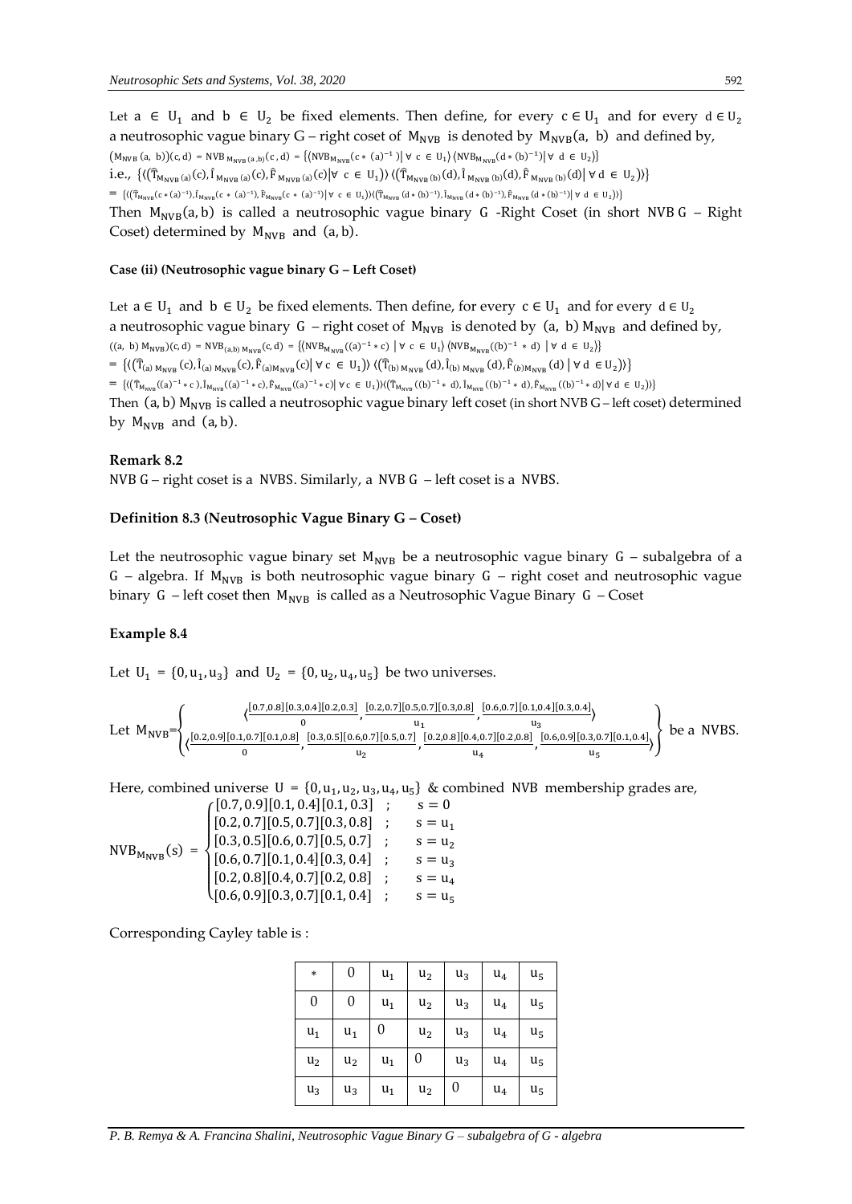Let $a \in U_1$ and $b \in U_2$ be fixed elements. Then define, for every $c \in U_1$ and for every $d \in U_2$ a neutrosophic vague binary G – right coset of $M_{NVB}$ is denoted by $M_{NVB}(a, b)$ and defined by,

$(M_{NVB}(a, b))(c, d) = NVB_{M_{NVB}(a,b)}(c, d) = \{\langle NVB_{M_{NVB}}(c * (a)^{-1}) | \forall c \in U_1\rangle \langle NVB_{M_{NVB}}(d * (b)^{-1}) | \forall d \in U_2\rangle\}$

i.e., $\{\langle(\hat{T}_{M_{NVB}(a)}(c), \hat{I}_{M_{NVB}(a)}(c), \hat{F}_{M_{NVB}(a)}(c) | \forall c \in U_1)\rangle \langle(\hat{T}_{M_{NVB}(b)}(d), \hat{I}_{M_{NVB}(b)}(d), \hat{F}_{M_{NVB}(b)}(d) | \forall d \in U_2)\rangle\}$

$= \{\langle(\hat{T}_{M_{NVB}}(c * (a)^{-1}), \hat{I}_{M_{NVB}}(c * (a)^{-1}), \hat{F}_{M_{NVB}}(c * (a)^{-1}) | \forall c \in U_1)\rangle \langle(\hat{T}_{M_{NVB}}(d * (b)^{-1}), \hat{I}_{M_{NVB}}(d * (b)^{-1}), \hat{F}_{M_{NVB}}(d * (b)^{-1}) | \forall d \in U_2)\rangle\}$

Then $M_{NVB}(a, b)$ is called a neutrosophic vague binary G -Right Coset (in short NVB G – Right Coset) determined by $M_{NVB}$ and $(a, b)$.

**Case (ii) (Neutrosophic vague binary G – Left Coset)**

Let $a \in U_1$ and $b \in U_2$ be fixed elements. Then define, for every $c \in U_1$ and for every $d \in U_2$ a neutrosophic vague binary G – right coset of $M_{NVB}$ is denoted by $(a, b)\, M_{NVB}$ and defined by,

$((a, b)\, M_{NVB})(c, d) = NVB_{(a,b)\, M_{NVB}}(c, d) = \{\langle NVB_{M_{NVB}}((a)^{-1} * c) | \forall c \in U_1\rangle \langle NVB_{M_{NVB}}((b)^{-1} * d) | \forall d \in U_2\rangle\}$

$= \{\langle(\hat{T}_{(a)\, M_{NVB}}(c), \hat{I}_{(a)\, M_{NVB}}(c), \hat{F}_{(a) M_{NVB}}(c) | \forall c \in U_1)\rangle \langle(\hat{T}_{(b)\, M_{NVB}}(d), \hat{I}_{(b)\, M_{NVB}}(d), \hat{F}_{(b) M_{NVB}}(d) | \forall d \in U_2)\rangle\}$

$= \{\langle(\hat{T}_{M_{NVB}}((a)^{-1} * c), \hat{I}_{M_{NVB}}((a)^{-1} * c), \hat{F}_{M_{NVB}}((a)^{-1} * c) | \forall c \in U_1)\rangle \langle(\hat{T}_{M_{NVB}}((b)^{-1} * d), \hat{I}_{M_{NVB}}((b)^{-1} * d), \hat{F}_{M_{NVB}}((b)^{-1} * d) | \forall d \in U_2)\rangle\}$

Then $(a, b)\, M_{NVB}$ is called a neutrosophic vague binary left coset (in short NVB G – left coset) determined by $M_{NVB}$ and $(a, b)$.

**Remark 8.2**

NVB G – right coset is a NVBS. Similarly, a NVB G – left coset is a NVBS.

**Definition 8.3 (Neutrosophic Vague Binary G – Coset)**

Let the neutrosophic vague binary set $M_{NVB}$ be a neutrosophic vague binary G – subalgebra of a G – algebra. If $M_{NVB}$ is both neutrosophic vague binary G – right coset and neutrosophic vague binary G – left coset then $M_{NVB}$ is called as a Neutrosophic Vague Binary G – Coset

**Example 8.4**

Let $U_1 = \{0, u_1, u_3\}$ and $U_2 = \{0, u_2, u_4, u_5\}$ be two universes.

$$\text{Let } M_{NVB} = \left\{ \begin{array}{c} \langle \frac{[0.7,0.8][0.3,0.4][0.2,0.3]}{0}, \frac{[0.2,0.7][0.5,0.7][0.3,0.8]}{u_1}, \frac{[0.6,0.7][0.1,0.4][0.3,0.4]}{u_3} \rangle \\ \langle \frac{[0.2,0.9][0.1,0.7][0.1,0.8]}{0}, \frac{[0.3,0.5][0.6,0.7][0.5,0.7]}{u_2}, \frac{[0.2,0.8][0.4,0.7][0.2,0.8]}{u_4}, \frac{[0.6,0.9][0.3,0.7][0.1,0.4]}{u_5} \rangle \end{array} \right\} \text{ be a NVBS.}$$

Here, combined universe $U = \{0, u_1, u_2, u_3, u_4, u_5\}$ & combined NVB membership grades are,

$$NVB_{M_{NVB}}(s) = \begin{cases} [0.7, 0.9][0.1, 0.4][0.1, 0.3] & ; \quad s = 0 \\ [0.2, 0.7][0.5, 0.7][0.3, 0.8] & ; \quad s = u_1 \\ [0.3, 0.5][0.6, 0.7][0.5, 0.7] & ; \quad s = u_2 \\ [0.6, 0.7][0.1, 0.4][0.3, 0.4] & ; \quad s = u_3 \\ [0.2, 0.8][0.4, 0.7][0.2, 0.8] & ; \quad s = u_4 \\ [0.6, 0.9][0.3, 0.7][0.1, 0.4] & ; \quad s = u_5 \end{cases}$$

Corresponding Cayley table is :

| $*$ | $0$ | $u_1$ | $u_2$ | $u_3$ | $u_4$ | $u_5$ |
|---|---|---|---|---|---|---|
| $0$ | $0$ | $u_1$ | $u_2$ | $u_3$ | $u_4$ | $u_5$ |
| $u_1$ | $u_1$ | $0$ | $u_2$ | $u_3$ | $u_4$ | $u_5$ |
| $u_2$ | $u_2$ | $u_1$ | $0$ | $u_3$ | $u_4$ | $u_5$ |
| $u_3$ | $u_3$ | $u_1$ | $u_2$ | $0$ | $u_4$ | $u_5$ |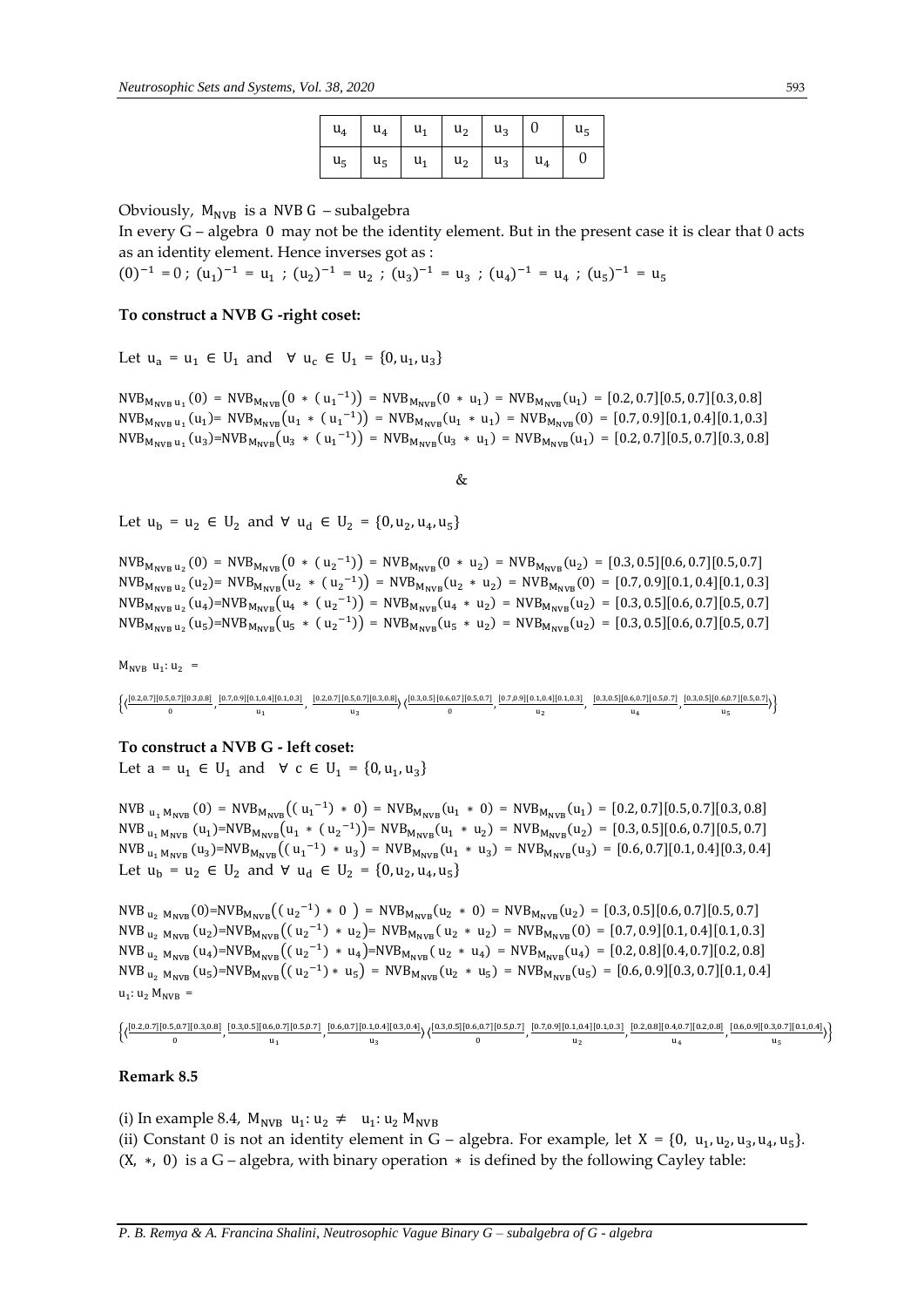| $u_4$ | $u_4$ | $u_1$ | $u_2$ | $u_3$ | 0 | $u_5$ |
|---|---|---|---|---|---|---|
| $u_5$ | $u_5$ | $u_1$ | $u_2$ | $u_3$ | $u_4$ | 0 |

Obviously, $M_{NVB}$ is a NVB G – subalgebra

In every G – algebra 0 may not be the identity element. But in the present case it is clear that 0 acts as an identity element. Hence inverses got as :

$(0)^{-1} = 0$ ; $(u_1)^{-1} = u_1$ ; $(u_2)^{-1} = u_2$ ; $(u_3)^{-1} = u_3$ ; $(u_4)^{-1} = u_4$ ; $(u_5)^{-1} = u_5$

**To construct a NVB G -right coset:**

Let $u_a = u_1 \in U_1$ and $\forall\ u_c \in U_1 = \{0, u_1, u_3\}$

$NVB_{M_{NVB}\,u_1}(0) = NVB_{M_{NVB}}(0 * (u_1^{-1})) = NVB_{M_{NVB}}(0 * u_1) = NVB_{M_{NVB}}(u_1) = [0.2, 0.7][0.5, 0.7][0.3, 0.8]$

$NVB_{M_{NVB}\,u_1}(u_1) = NVB_{M_{NVB}}(u_1 * (u_1^{-1})) = NVB_{M_{NVB}}(u_1 * u_1) = NVB_{M_{NVB}}(0) = [0.7, 0.9][0.1, 0.4][0.1, 0.3]$

$NVB_{M_{NVB}\,u_1}(u_3) = NVB_{M_{NVB}}(u_3 * (u_1^{-1})) = NVB_{M_{NVB}}(u_3 * u_1) = NVB_{M_{NVB}}(u_1) = [0.2, 0.7][0.5, 0.7][0.3, 0.8]$

&

Let $u_b = u_2 \in U_2$ and $\forall\ u_d \in U_2 = \{0, u_2, u_4, u_5\}$

$NVB_{M_{NVB}\,u_2}(0) = NVB_{M_{NVB}}(0 * (u_2^{-1})) = NVB_{M_{NVB}}(0 * u_2) = NVB_{M_{NVB}}(u_2) = [0.3, 0.5][0.6, 0.7][0.5, 0.7]$

$NVB_{M_{NVB}\,u_2}(u_2) = NVB_{M_{NVB}}(u_2 * (u_2^{-1})) = NVB_{M_{NVB}}(u_2 * u_2) = NVB_{M_{NVB}}(0) = [0.7, 0.9][0.1, 0.4][0.1, 0.3]$

$NVB_{M_{NVB}\,u_2}(u_4) = NVB_{M_{NVB}}(u_4 * (u_2^{-1})) = NVB_{M_{NVB}}(u_4 * u_2) = NVB_{M_{NVB}}(u_2) = [0.3, 0.5][0.6, 0.7][0.5, 0.7]$

$NVB_{M_{NVB}\,u_2}(u_5) = NVB_{M_{NVB}}(u_5 * (u_2^{-1})) = NVB_{M_{NVB}}(u_5 * u_2) = NVB_{M_{NVB}}(u_2) = [0.3, 0.5][0.6, 0.7][0.5, 0.7]$

$M_{NVB}\ u_1 : u_2\ =$

$$\left\{\left\langle \frac{[0.2,0.7][0.5,0.7][0.3,0.8]}{0}, \frac{[0.7,0.9][0.1,0.4][0.1,0.3]}{u_1}, \frac{[0.2,0.7][0.5,0.7][0.3,0.8]}{u_3} \right\rangle \left\langle \frac{[0.3,0.5][0.6,0.7][0.5,0.7]}{0}, \frac{[0.7,0.9][0.1,0.4][0.1,0.3]}{u_2}, \frac{[0.3,0.5][0.6,0.7][0.5,0.7]}{u_4}, \frac{[0.3,0.5][0.6,0.7][0.5,0.7]}{u_5} \right\rangle\right\}$$

**To construct a NVB G - left coset:**

Let $a = u_1 \in U_1$ and $\forall\ c \in U_1 = \{0, u_1, u_3\}$

$NVB_{\,u_1\,M_{NVB}}(0) = NVB_{M_{NVB}}((u_1^{-1}) * 0) = NVB_{M_{NVB}}(u_1 * 0) = NVB_{M_{NVB}}(u_1) = [0.2, 0.7][0.5, 0.7][0.3, 0.8]$

$NVB_{\,u_1\,M_{NVB}}(u_1) = NVB_{M_{NVB}}(u_1 * (u_2^{-1})) = NVB_{M_{NVB}}(u_1 * u_2) = NVB_{M_{NVB}}(u_2) = [0.3, 0.5][0.6, 0.7][0.5, 0.7]$

$NVB_{\,u_1\,M_{NVB}}(u_3) = NVB_{M_{NVB}}((u_1^{-1}) * u_3) = NVB_{M_{NVB}}(u_1 * u_3) = NVB_{M_{NVB}}(u_3) = [0.6, 0.7][0.1, 0.4][0.3, 0.4]$

Let $u_b = u_2 \in U_2$ and $\forall\ u_d \in U_2 = \{0, u_2, u_4, u_5\}$

$NVB_{\,u_2\,M_{NVB}}(0) = NVB_{M_{NVB}}((u_2^{-1}) * 0) = NVB_{M_{NVB}}(u_2 * 0) = NVB_{M_{NVB}}(u_2) = [0.3, 0.5][0.6, 0.7][0.5, 0.7]$

$NVB_{\,u_2\,M_{NVB}}(u_2) = NVB_{M_{NVB}}((u_2^{-1}) * u_2) = NVB_{M_{NVB}}(u_2 * u_2) = NVB_{M_{NVB}}(0) = [0.7, 0.9][0.1, 0.4][0.1, 0.3]$

$NVB_{\,u_2\,M_{NVB}}(u_4) = NVB_{M_{NVB}}((u_2^{-1}) * u_4) = NVB_{M_{NVB}}(u_2 * u_4) = NVB_{M_{NVB}}(u_4) = [0.2, 0.8][0.4, 0.7][0.2, 0.8]$

$NVB_{\,u_2\,M_{NVB}}(u_5) = NVB_{M_{NVB}}((u_2^{-1}) * u_5) = NVB_{M_{NVB}}(u_2 * u_5) = NVB_{M_{NVB}}(u_5) = [0.6, 0.9][0.3, 0.7][0.1, 0.4]$

$u_1 : u_2\ M_{NVB} =$

$$\left\{\left\langle \frac{[0.2,0.7][0.5,0.7][0.3,0.8]}{0}, \frac{[0.3,0.5][0.6,0.7][0.5,0.7]}{u_1}, \frac{[0.6,0.7][0.1,0.4][0.3,0.4]}{u_3} \right\rangle \left\langle \frac{[0.3,0.5][0.6,0.7][0.5,0.7]}{0}, \frac{[0.7,0.9][0.1,0.4][0.1,0.3]}{u_2}, \frac{[0.2,0.8][0.4,0.7][0.2,0.8]}{u_4}, \frac{[0.6,0.9][0.3,0.7][0.1,0.4]}{u_5} \right\rangle\right\}$$

**Remark 8.5**

(i) In example 8.4, $M_{NVB}\ u_1 : u_2 \neq\ u_1 : u_2\ M_{NVB}$

(ii) Constant 0 is not an identity element in G – algebra. For example, let $X = \{0,\ u_1, u_2, u_3, u_4, u_5\}$. $(X,\ *,\ 0)$ is a G – algebra, with binary operation $*$ is defined by the following Cayley table: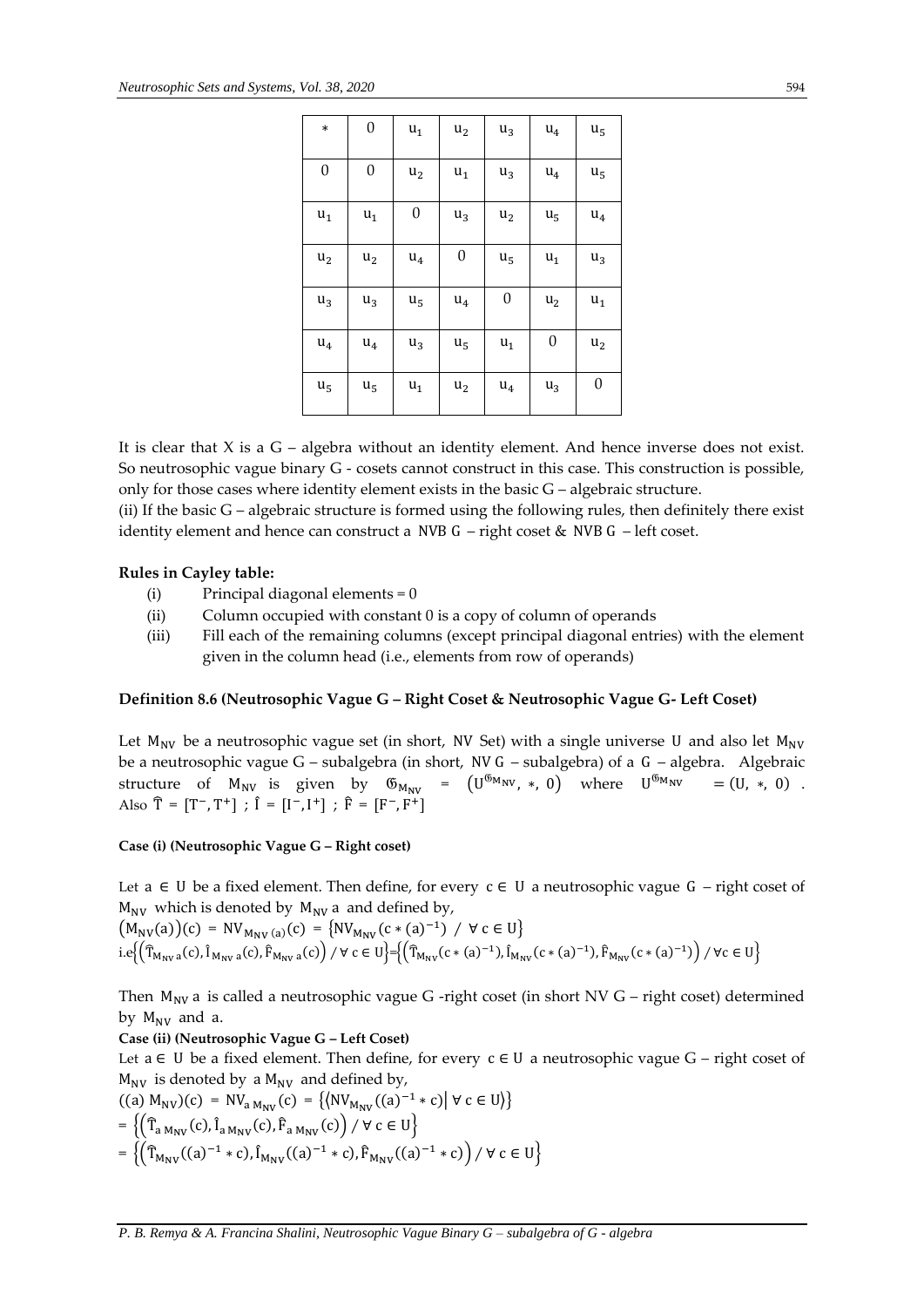| $*$ | $0$ | $u_1$ | $u_2$ | $u_3$ | $u_4$ | $u_5$ |
|---|---|---|---|---|---|---|
| $0$ | $0$ | $u_2$ | $u_1$ | $u_3$ | $u_4$ | $u_5$ |
| $u_1$ | $u_1$ | $0$ | $u_3$ | $u_2$ | $u_5$ | $u_4$ |
| $u_2$ | $u_2$ | $u_4$ | $0$ | $u_5$ | $u_1$ | $u_3$ |
| $u_3$ | $u_3$ | $u_5$ | $u_4$ | $0$ | $u_2$ | $u_1$ |
| $u_4$ | $u_4$ | $u_3$ | $u_5$ | $u_1$ | $0$ | $u_2$ |
| $u_5$ | $u_5$ | $u_1$ | $u_2$ | $u_4$ | $u_3$ | $0$ |

It is clear that X is a G – algebra without an identity element. And hence inverse does not exist. So neutrosophic vague binary G - cosets cannot construct in this case. This construction is possible, only for those cases where identity element exists in the basic G – algebraic structure.

(ii) If the basic G – algebraic structure is formed using the following rules, then definitely there exist identity element and hence can construct a NVB G – right coset & NVB G – left coset.

**Rules in Cayley table:**

(i) Principal diagonal elements = 0

(ii) Column occupied with constant 0 is a copy of column of operands

(iii) Fill each of the remaining columns (except principal diagonal entries) with the element given in the column head (i.e., elements from row of operands)

**Definition 8.6 (Neutrosophic Vague G – Right Coset & Neutrosophic Vague G- Left Coset)**

Let $M_{NV}$ be a neutrosophic vague set (in short, NV Set) with a single universe U and also let $M_{NV}$ be a neutrosophic vague G – subalgebra (in short, NV G – subalgebra) of a G – algebra. Algebraic structure of $M_{NV}$ is given by $\mathfrak{G}_{M_{NV}} = \left(U^{\mathfrak{G}_{M_{NV}}}, *, 0\right)$ where $U^{\mathfrak{G}_{M_{NV}}} = (U, *, 0)$. Also $\widehat{T} = [T^-, T^+]$ ; $\widehat{I} = [I^-, I^+]$ ; $\widehat{F} = [F^-, F^+]$

**Case (i) (Neutrosophic Vague G – Right coset)**

Let $a \in U$ be a fixed element. Then define, for every $c \in U$ a neutrosophic vague G – right coset of $M_{NV}$ which is denoted by $M_{NV}a$ and defined by,

$\left(M_{NV}(a)\right)(c) = NV_{M_{NV}(a)}(c) = \left\{NV_{M_{NV}}(c * (a)^{-1}) \ / \ \forall c \in U\right\}$

i.e $\left\{\left(\widehat{T}_{M_{NV}a}(c), \widehat{I}_{M_{NV}a}(c), \widehat{F}_{M_{NV}a}(c)\right) / \forall c \in U\right\} = \left\{\left(\widehat{T}_{M_{NV}}(c * (a)^{-1}), \widehat{I}_{M_{NV}}(c * (a)^{-1}), \widehat{F}_{M_{NV}}(c * (a)^{-1})\right) / \forall c \in U\right\}$

Then $M_{NV}a$ is called a neutrosophic vague G -right coset (in short NV G – right coset) determined by $M_{NV}$ and a.

**Case (ii) (Neutrosophic Vague G – Left Coset)**

Let $a \in U$ be a fixed element. Then define, for every $c \in U$ a neutrosophic vague G – right coset of $M_{NV}$ is denoted by $a\,M_{NV}$ and defined by,

$((a)\,M_{NV})(c) = NV_{a\,M_{NV}}(c) = \left\{\left(NV_{M_{NV}}((a)^{-1} * c) \middle| \ \forall c \in U\right)\right\}$

$= \left\{\left(\widehat{T}_{a\,M_{NV}}(c), \widehat{I}_{a\,M_{NV}}(c), \widehat{F}_{a\,M_{NV}}(c)\right) / \forall c \in U\right\}$

$= \left\{\left(\widehat{T}_{M_{NV}}((a)^{-1} * c), \widehat{I}_{M_{NV}}((a)^{-1} * c), \widehat{F}_{M_{NV}}((a)^{-1} * c)\right) / \forall c \in U\right\}$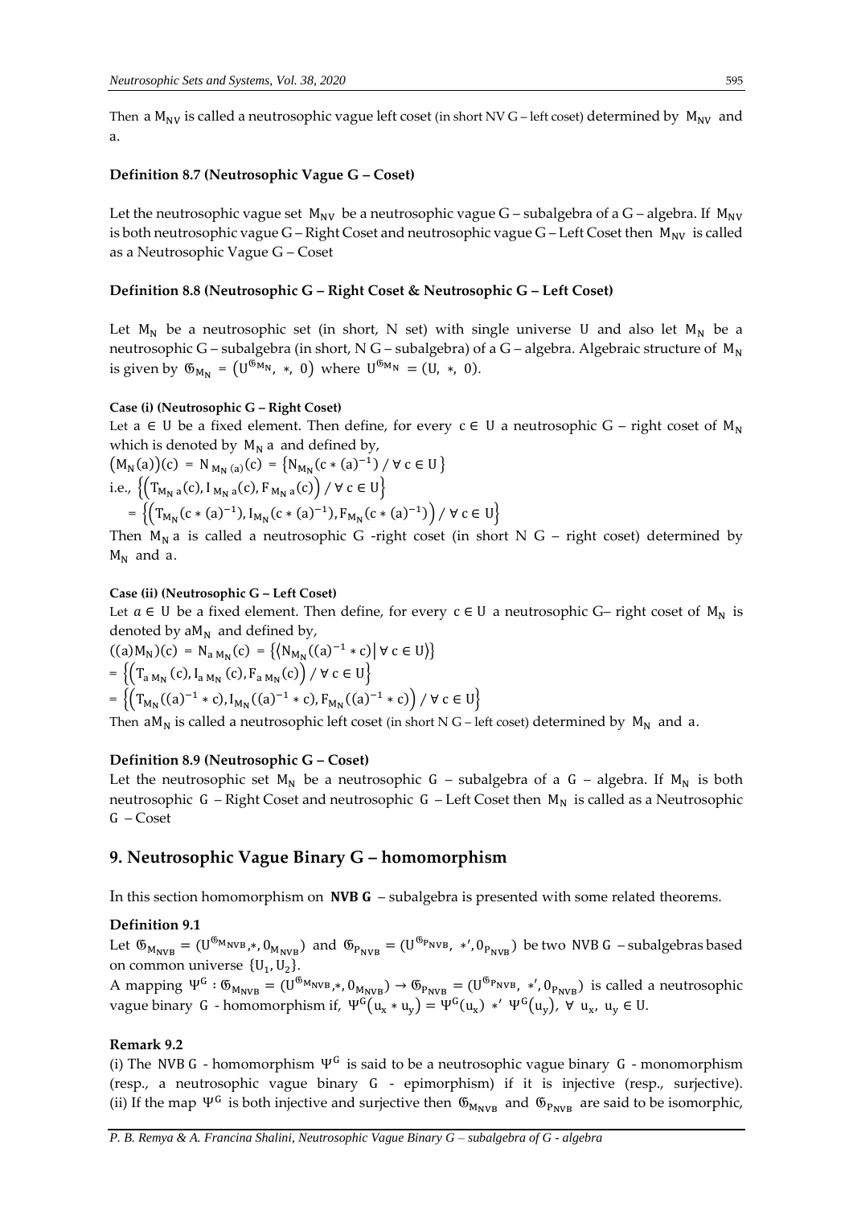Then a $M_{NV}$ is called a neutrosophic vague left coset (in short NV G – left coset) determined by $M_{NV}$ and a.

**Definition 8.7 (Neutrosophic Vague G – Coset)**

Let the neutrosophic vague set $M_{NV}$ be a neutrosophic vague G – subalgebra of a G – algebra. If $M_{NV}$ is both neutrosophic vague G – Right Coset and neutrosophic vague G – Left Coset then $M_{NV}$ is called as a Neutrosophic Vague G – Coset

**Definition 8.8 (Neutrosophic G – Right Coset & Neutrosophic G – Left Coset)**

Let $M_N$ be a neutrosophic set (in short, N set) with single universe U and also let $M_N$ be a neutrosophic G – subalgebra (in short, N G – subalgebra) of a G – algebra. Algebraic structure of $M_N$ is given by $\mathfrak{G}_{M_N} = \left(U^{\mathfrak{G}_{M_N}},\ *,\ 0\right)$ where $U^{\mathfrak{G}_{M_N}} = (U,\ *,\ 0)$.

**Case (i) (Neutrosophic G – Right Coset)**

Let $a \in U$ be a fixed element. Then define, for every $c \in U$ a neutrosophic G – right coset of $M_N$ which is denoted by $M_N\, a$ and defined by,

$\left(M_N(a)\right)(c) = N_{M_N(a)}(c) = \left\{N_{M_N}(c * (a)^{-1}) \ / \ \forall\ c \in U\right\}$

i.e., $\left\{\left(T_{M_N a}(c), I_{M_N a}(c), F_{M_N a}(c)\right) / \ \forall\ c \in U\right\}$

$= \left\{\left(T_{M_N}(c * (a)^{-1}), I_{M_N}(c * (a)^{-1}), F_{M_N}(c * (a)^{-1})\right) / \ \forall\ c \in U\right\}$

Then $M_N\, a$ is called a neutrosophic G -right coset (in short N G – right coset) determined by $M_N$ and a.

**Case (ii) (Neutrosophic G – Left Coset)**

Let $a \in U$ be a fixed element. Then define, for every $c \in U$ a neutrosophic G– right coset of $M_N$ is denoted by $aM_N$ and defined by,

$((a)M_N)(c) = N_{a\,M_N}(c) = \left\{\left\langle N_{M_N}((a)^{-1} * c)\right| \forall\ c \in U\rangle\right\}$

$= \left\{\left(T_{a\,M_N}(c), I_{a\,M_N}(c), F_{a\,M_N}(c)\right) / \ \forall\ c \in U\right\}$

$= \left\{\left(T_{M_N}((a)^{-1} * c), I_{M_N}((a)^{-1} * c), F_{M_N}((a)^{-1} * c)\right) / \ \forall\ c \in U\right\}$

Then $aM_N$ is called a neutrosophic left coset (in short N G – left coset) determined by $M_N$ and a.

**Definition 8.9 (Neutrosophic G – Coset)**

Let the neutrosophic set $M_N$ be a neutrosophic G – subalgebra of a G – algebra. If $M_N$ is both neutrosophic G – Right Coset and neutrosophic G – Left Coset then $M_N$ is called as a Neutrosophic G – Coset

## 9. Neutrosophic Vague Binary G – homomorphism

In this section homomorphism on **NVB G** – subalgebra is presented with some related theorems.

**Definition 9.1**

Let $\mathfrak{G}_{M_{NVB}} = (U^{\mathfrak{G}_{M_{NVB}}}, *, 0_{M_{NVB}})$ and $\mathfrak{G}_{P_{NVB}} = (U^{\mathfrak{G}_{P_{NVB}}},\ *', 0_{P_{NVB}})$ be two NVB G – subalgebras based on common universe $\{U_1, U_2\}$.

A mapping $\Psi^G : \mathfrak{G}_{M_{NVB}} = (U^{\mathfrak{G}_{M_{NVB}}}, *, 0_{M_{NVB}}) \to \mathfrak{G}_{P_{NVB}} = (U^{\mathfrak{G}_{P_{NVB}}},\ *', 0_{P_{NVB}})$ is called a neutrosophic vague binary G - homomorphism if, $\Psi^G\left(u_x * u_y\right) = \Psi^G(u_x)\ *'\ \Psi^G\left(u_y\right),\ \forall\ u_x,\ u_y \in U$.

**Remark 9.2**

(i) The NVB G - homomorphism $\Psi^G$ is said to be a neutrosophic vague binary G - monomorphism (resp., a neutrosophic vague binary G - epimorphism) if it is injective (resp., surjective).
(ii) If the map $\Psi^G$ is both injective and surjective then $\mathfrak{G}_{M_{NVB}}$ and $\mathfrak{G}_{P_{NVB}}$ are said to be isomorphic,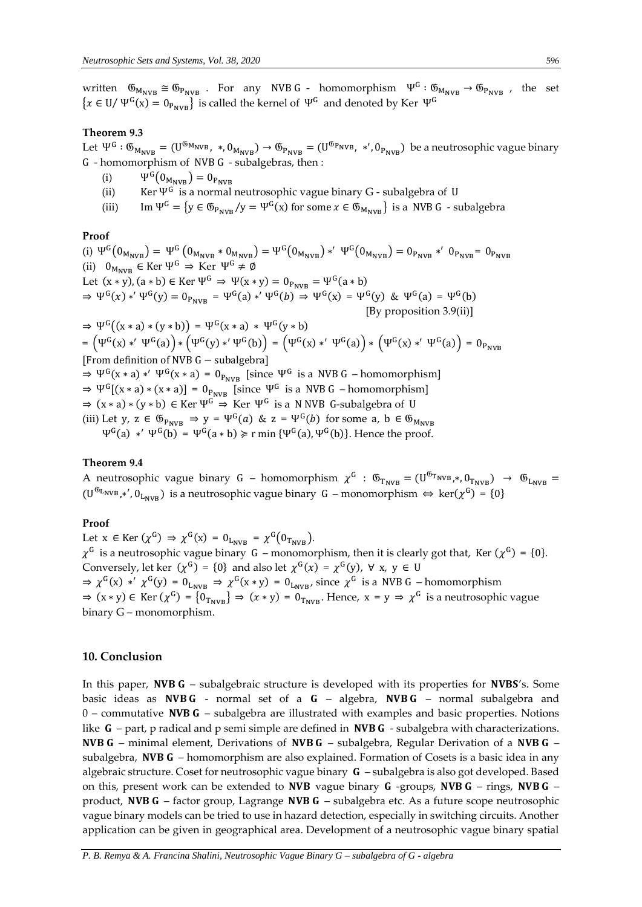written $\mathfrak{G}_{M_{NVB}} \cong \mathfrak{G}_{P_{NVB}}$ . For any NVB G - homomorphism $\Psi^G : \mathfrak{G}_{M_{NVB}} \to \mathfrak{G}_{P_{NVB}}$ , the set $\{x \in U / \Psi^G(x) = 0_{P_{NVB}}\}$ is called the kernel of $\Psi^G$ and denoted by Ker $\Psi^G$

**Theorem 9.3**

Let $\Psi^G : \mathfrak{G}_{M_{NVB}} = (U^{\mathfrak{G}_{M_{NVB}}}, *, 0_{M_{NVB}}) \to \mathfrak{G}_{P_{NVB}} = (U^{\mathfrak{G}_{P_{NVB}}}, *', 0_{P_{NVB}})$ be a neutrosophic vague binary G - homomorphism of NVB G - subalgebras, then :

(i) $\Psi^G(0_{M_{NVB}}) = 0_{P_{NVB}}$

(ii) Ker $\Psi^G$ is a normal neutrosophic vague binary G - subalgebra of U

(iii) Im $\Psi^G = \{y \in \mathfrak{G}_{P_{NVB}} / y = \Psi^G(x)$ for some $x \in \mathfrak{G}_{M_{NVB}}\}$ is a NVB G - subalgebra

**Proof**

(i) $\Psi^G(0_{M_{NVB}}) = \Psi^G(0_{M_{NVB}} * 0_{M_{NVB}}) = \Psi^G(0_{M_{NVB}}) *' \Psi^G(0_{M_{NVB}}) = 0_{P_{NVB}} *' 0_{P_{NVB}} = 0_{P_{NVB}}$

(ii) $0_{M_{NVB}} \in$ Ker $\Psi^G \Rightarrow$ Ker $\Psi^G \neq \emptyset$

Let $(x * y), (a * b) \in$ Ker $\Psi^G \Rightarrow \Psi(x * y) = 0_{P_{NVB}} = \Psi^G(a * b)$

$\Rightarrow \Psi^G(x) *' \Psi^G(y) = 0_{P_{NVB}} = \Psi^G(a) *' \Psi^G(b) \Rightarrow \Psi^G(x) = \Psi^G(y)$ & $\Psi^G(a) = \Psi^G(b)$

[By proposition 3.9(ii)]

$\Rightarrow \Psi^G((x * a) * (y * b)) = \Psi^G(x * a) * \Psi^G(y * b)$

$= (\Psi^G(x) *' \Psi^G(a)) * (\Psi^G(y) *' \Psi^G(b)) = (\Psi^G(x) *' \Psi^G(a)) * (\Psi^G(x) *' \Psi^G(a)) = 0_{P_{NVB}}$

[From definition of NVB G − subalgebra]

$\Rightarrow \Psi^G(x * a) *' \Psi^G(x * a) = 0_{P_{NVB}}$ [since $\Psi^G$ is a NVB G – homomorphism]

$\Rightarrow \Psi^G[(x * a) * (x * a)] = 0_{P_{NVB}}$ [since $\Psi^G$ is a NVB G – homomorphism]

$\Rightarrow (x * a) * (y * b) \in$ Ker $\Psi^G \Rightarrow$ Ker $\Psi^G$ is a N NVB G-subalgebra of U

(iii) Let y, z $\in \mathfrak{G}_{P_{NVB}} \Rightarrow y = \Psi^G(a)$ & $z = \Psi^G(b)$ for some a, b $\in \mathfrak{G}_{M_{NVB}}$

$\Psi^G(a) *' \Psi^G(b) = \Psi^G(a * b) \geqslant r \min\{\Psi^G(a), \Psi^G(b)\}$. Hence the proof.

**Theorem 9.4**

A neutrosophic vague binary G – homomorphism $\chi^G : \mathfrak{G}_{T_{NVB}} = (U^{\mathfrak{G}_{T_{NVB}}}, *, 0_{T_{NVB}}) \to \mathfrak{G}_{L_{NVB}} = (U^{\mathfrak{G}_{L_{NVB}}}, *', 0_{L_{NVB}})$ is a neutrosophic vague binary G – monomorphism $\Leftrightarrow \ker(\chi^G) = \{0\}$

**Proof**

Let $x \in$ Ker $(\chi^G) \Rightarrow \chi^G(x) = 0_{L_{NVB}} = \chi^G(0_{T_{NVB}})$.

$\chi^G$ is a neutrosophic vague binary G – monomorphism, then it is clearly got that, Ker $(\chi^G) = \{0\}$.

Conversely, let ker $(\chi^G) = \{0\}$ and also let $\chi^G(x) = \chi^G(y)$, $\forall$ x, y $\in$ U

$\Rightarrow \chi^G(x) *' \chi^G(y) = 0_{L_{NVB}} \Rightarrow \chi^G(x * y) = 0_{L_{NVB}}$, since $\chi^G$ is a NVB G – homomorphism

$\Rightarrow (x * y) \in$ Ker $(\chi^G) = \{0_{T_{NVB}}\} \Rightarrow (x * y) = 0_{T_{NVB}}$. Hence, $x = y \Rightarrow \chi^G$ is a neutrosophic vague binary G – monomorphism.

## 10. Conclusion

In this paper, **NVB G** – subalgebraic structure is developed with its properties for **NVBS**'s. Some basic ideas as **NVB G** - normal set of a **G** – algebra, **NVB G** – normal subalgebra and 0 – commutative **NVB G** – subalgebra are illustrated with examples and basic properties. Notions like **G** – part, p radical and p semi simple are defined in **NVB G** - subalgebra with characterizations. **NVB G** – minimal element, Derivations of **NVB G** – subalgebra, Regular Derivation of a **NVB G** – subalgebra, **NVB G** – homomorphism are also explained. Formation of Cosets is a basic idea in any algebraic structure. Coset for neutrosophic vague binary **G** – subalgebra is also got developed. Based on this, present work can be extended to **NVB** vague binary **G** -groups, **NVB G** – rings, **NVB G** – product, **NVB G** – factor group, Lagrange **NVB G** – subalgebra etc. As a future scope neutrosophic vague binary models can be tried to use in hazard detection, especially in switching circuits. Another application can be given in geographical area. Development of a neutrosophic vague binary spatial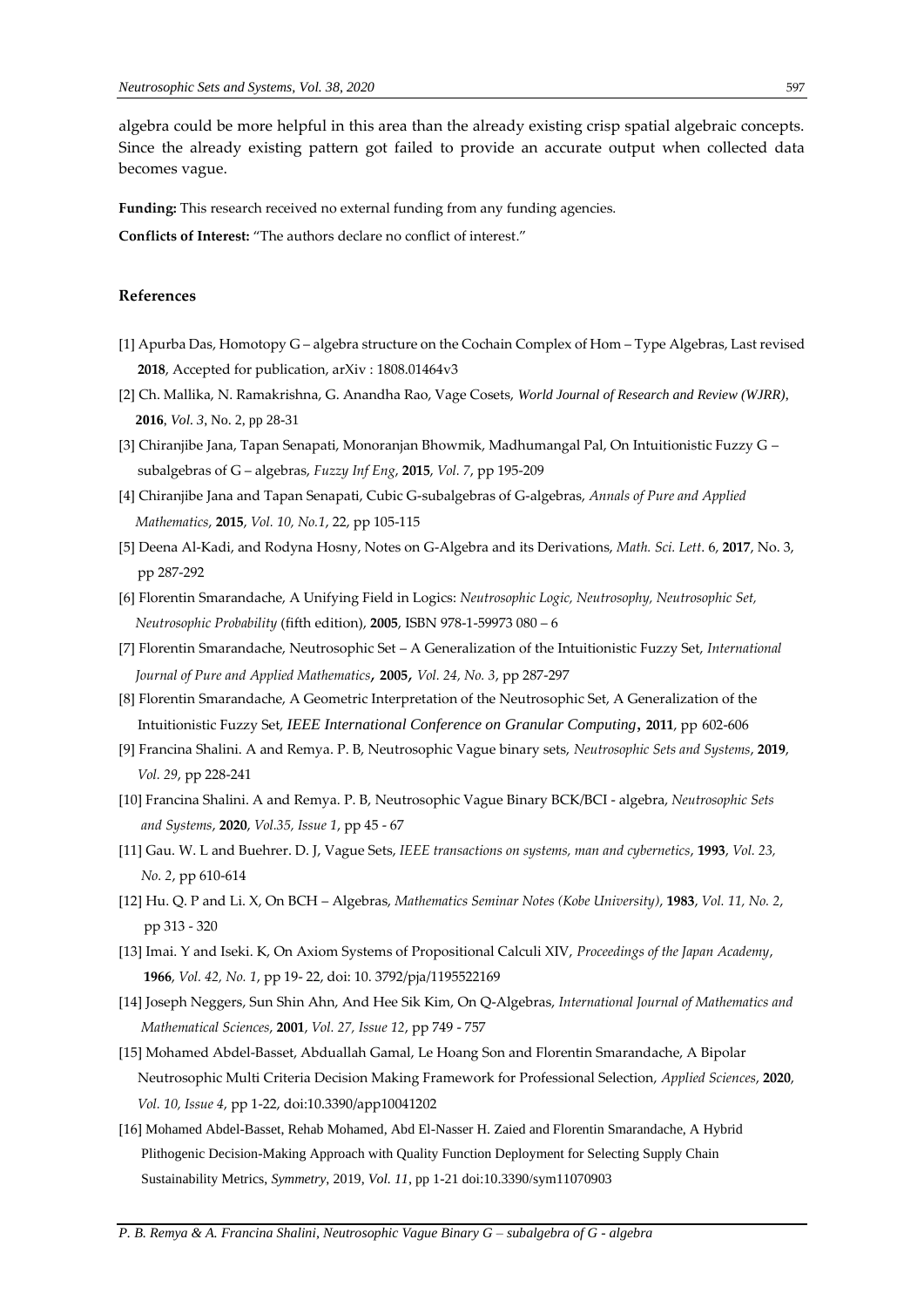algebra could be more helpful in this area than the already existing crisp spatial algebraic concepts. Since the already existing pattern got failed to provide an accurate output when collected data becomes vague.

**Funding:** This research received no external funding from any funding agencies.

**Conflicts of Interest:** "The authors declare no conflict of interest."

## References

[1] Apurba Das, Homotopy G – algebra structure on the Cochain Complex of Hom – Type Algebras, Last revised **2018**, Accepted for publication, arXiv : 1808.01464v3

[2] Ch. Mallika, N. Ramakrishna, G. Anandha Rao, Vage Cosets, *World Journal of Research and Review (WJRR)*, **2016**, *Vol. 3*, No. 2, pp 28-31

[3] Chiranjibe Jana, Tapan Senapati, Monoranjan Bhowmik, Madhumangal Pal, On Intuitionistic Fuzzy G – subalgebras of G – algebras, *Fuzzy Inf Eng*, **2015**, *Vol. 7*, pp 195-209

[4] Chiranjibe Jana and Tapan Senapati, Cubic G-subalgebras of G-algebras, *Annals of Pure and Applied Mathematics*, **2015**, *Vol. 10, No.1*, 22, pp 105-115

[5] Deena Al-Kadi, and Rodyna Hosny, Notes on G-Algebra and its Derivations, *Math. Sci. Lett*. 6, **2017**, No. 3, pp 287-292

[6] Florentin Smarandache, A Unifying Field in Logics: *Neutrosophic Logic, Neutrosophy, Neutrosophic Set, Neutrosophic Probability* (fifth edition), **2005**, ISBN 978-1-59973 080 – 6

[7] Florentin Smarandache, Neutrosophic Set – A Generalization of the Intuitionistic Fuzzy Set, *International Journal of Pure and Applied Mathematics*, **2005**, *Vol. 24, No. 3*, pp 287-297

[8] Florentin Smarandache, A Geometric Interpretation of the Neutrosophic Set, A Generalization of the Intuitionistic Fuzzy Set, *IEEE International Conference on Granular Computing*, **2011**, pp 602-606

[9] Francina Shalini. A and Remya. P. B, Neutrosophic Vague binary sets, *Neutrosophic Sets and Systems*, **2019**, *Vol. 29*, pp 228-241

[10] Francina Shalini. A and Remya. P. B, Neutrosophic Vague Binary BCK/BCI - algebra, *Neutrosophic Sets and Systems*, **2020**, *Vol.35, Issue 1*, pp 45 - 67

[11] Gau. W. L and Buehrer. D. J, Vague Sets, *IEEE transactions on systems, man and cybernetics*, **1993**, *Vol. 23, No. 2*, pp 610-614

[12] Hu. Q. P and Li. X, On BCH – Algebras, *Mathematics Seminar Notes (Kobe University)*, **1983**, *Vol. 11, No. 2*, pp 313 - 320

[13] Imai. Y and Iseki. K, On Axiom Systems of Propositional Calculi XIV, *Proceedings of the Japan Academy*, **1966**, *Vol. 42, No. 1*, pp 19- 22, doi: 10. 3792/pja/1195522169

[14] Joseph Neggers, Sun Shin Ahn, And Hee Sik Kim, On Q-Algebras, *International Journal of Mathematics and Mathematical Sciences*, **2001**, *Vol. 27, Issue 12*, pp 749 - 757

[15] Mohamed Abdel-Basset, Abduallah Gamal, Le Hoang Son and Florentin Smarandache, A Bipolar Neutrosophic Multi Criteria Decision Making Framework for Professional Selection, *Applied Sciences*, **2020**, *Vol. 10, Issue 4*, pp 1-22, doi:10.3390/app10041202

[16] Mohamed Abdel-Basset, Rehab Mohamed, Abd El-Nasser H. Zaied and Florentin Smarandache, A Hybrid Plithogenic Decision-Making Approach with Quality Function Deployment for Selecting Supply Chain Sustainability Metrics, *Symmetry*, 2019, *Vol. 11*, pp 1-21 doi:10.3390/sym11070903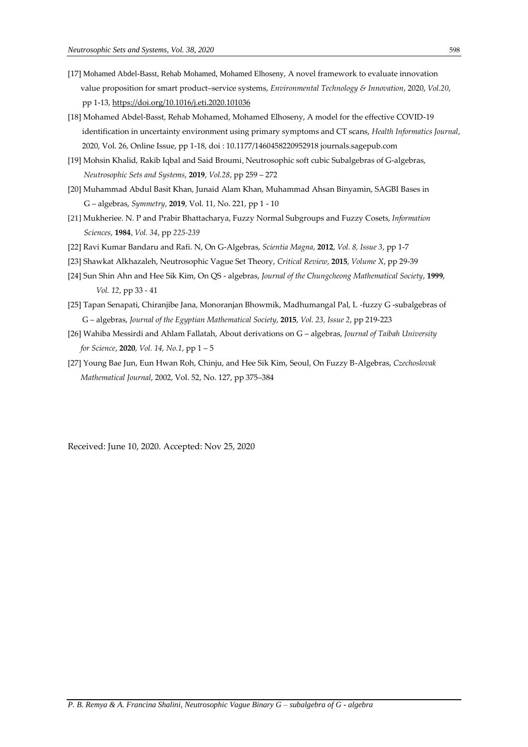[17] Mohamed Abdel-Basst, Rehab Mohamed, Mohamed Elhoseny, A novel framework to evaluate innovation value proposition for smart product–service systems, *Environmental Technology & Innovation*, 2020, *Vol.20*, pp 1-13, https://doi.org/10.1016/j.eti.2020.101036

[18] Mohamed Abdel-Basst, Rehab Mohamed, Mohamed Elhoseny, A model for the effective COVID-19 identification in uncertainty environment using primary symptoms and CT scans, *Health Informatics Journal*, 2020, Vol. 26, Online Issue, pp 1-18, doi : 10.1177/1460458220952918 journals.sagepub.com

[19] Mohsin Khalid, Rakib Iqbal and Said Broumi, Neutrosophic soft cubic Subalgebras of G-algebras, *Neutrosophic Sets and Systems*, **2019**, *Vol.28*, pp 259 – 272

[20] Muhammad Abdul Basit Khan, Junaid Alam Khan, Muhammad Ahsan Binyamin, SAGBI Bases in G – algebras, *Symmetry*, **2019**, Vol. 11, No. 221, pp 1 - 10

[21] Mukheriee. N. P and Prabir Bhattacharya, Fuzzy Normal Subgroups and Fuzzy Cosets, *Information Sciences*, **1984**, *Vol. 34*, pp *225-239*

[22] Ravi Kumar Bandaru and Rafi. N, On G-Algebras, *Scientia Magna*, **2012**, *Vol. 8, Issue 3*, pp 1-7

[23] Shawkat Alkhazaleh, Neutrosophic Vague Set Theory, *Critical Review*, **2015**, *Volume X*, pp 29-39

[24] Sun Shin Ahn and Hee Sik Kim, On QS - algebras, *Journal of the Chungcheong Mathematical Society*, **1999**, *Vol. 12*, pp 33 - 41

[25] Tapan Senapati, Chiranjibe Jana, Monoranjan Bhowmik, Madhumangal Pal, L -fuzzy G -subalgebras of G – algebras, *Journal of the Egyptian Mathematical Society*, **2015**, *Vol. 23, Issue 2*, pp 219-223

[26] Wahiba Messirdi and Ahlam Fallatah, About derivations on G – algebras, *Journal of Taibah University for Science*, **2020**, *Vol. 14, No.1*, pp 1 – 5

[27] Young Bae Jun, Eun Hwan Roh, Chinju, and Hee Sik Kim, Seoul, On Fuzzy B-Algebras, *Czechoslovak Mathematical Journal*, 2002, Vol. 52, No. 127, pp 375–384

Received: June 10, 2020. Accepted: Nov 25, 2020